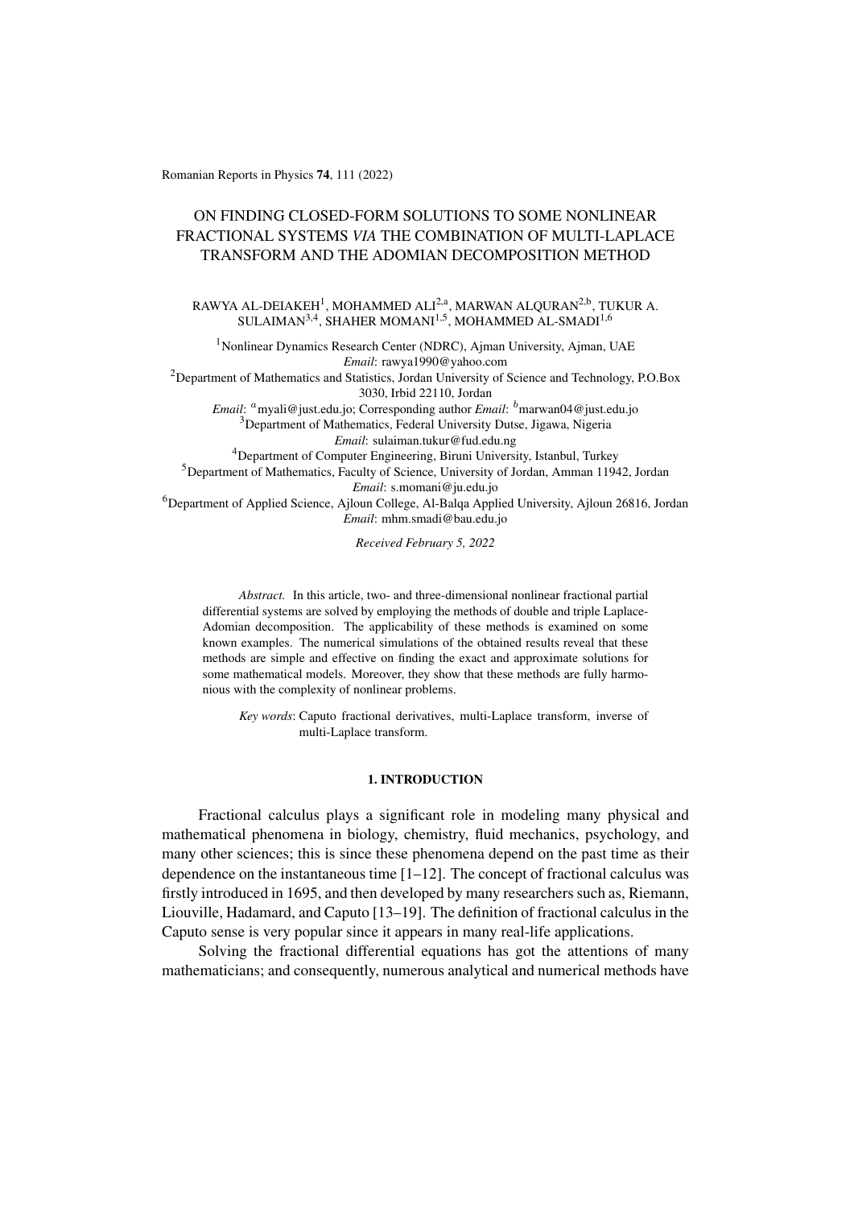# ON FINDING CLOSED-FORM SOLUTIONS TO SOME NONLINEAR FRACTIONAL SYSTEMS *VIA* THE COMBINATION OF MULTI-LAPLACE TRANSFORM AND THE ADOMIAN DECOMPOSITION METHOD

RAWYA AL-DEIAKEH[1], MOHAMMED ALI[2,a], MARWAN ALQURAN[2,b], TUKUR A. SULAIMAN[3,4], SHAHER MOMANI[1,5], MOHAMMED AL-SMADI[1,6]

[1]Nonlinear Dynamics Research Center (NDRC), Ajman University, Ajman, UAE
*Email*: rawya1990@yahoo.com

[2]Department of Mathematics and Statistics, Jordan University of Science and Technology, P.O.Box 3030, Irbid 22110, Jordan
*Email*: [a]myali@just.edu.jo; Corresponding author *Email*: [b]marwan04@just.edu.jo

[3]Department of Mathematics, Federal University Dutse, Jigawa, Nigeria
*Email*: sulaiman.tukur@fud.edu.ng

[4]Department of Computer Engineering, Biruni University, Istanbul, Turkey

[5]Department of Mathematics, Faculty of Science, University of Jordan, Amman 11942, Jordan
*Email*: s.momani@ju.edu.jo

[6]Department of Applied Science, Ajloun College, Al-Balqa Applied University, Ajloun 26816, Jordan
*Email*: mhm.smadi@bau.edu.jo

*Received February 5, 2022*

*Abstract.* In this article, two- and three-dimensional nonlinear fractional partial differential systems are solved by employing the methods of double and triple Laplace-Adomian decomposition. The applicability of these methods is examined on some known examples. The numerical simulations of the obtained results reveal that these methods are simple and effective on finding the exact and approximate solutions for some mathematical models. Moreover, they show that these methods are fully harmonious with the complexity of nonlinear problems.

*Key words*: Caputo fractional derivatives, multi-Laplace transform, inverse of multi-Laplace transform.

## 1. INTRODUCTION

Fractional calculus plays a significant role in modeling many physical and mathematical phenomena in biology, chemistry, fluid mechanics, psychology, and many other sciences; this is since these phenomena depend on the past time as their dependence on the instantaneous time [1–12]. The concept of fractional calculus was firstly introduced in 1695, and then developed by many researchers such as, Riemann, Liouville, Hadamard, and Caputo [13–19]. The definition of fractional calculus in the Caputo sense is very popular since it appears in many real-life applications.

Solving the fractional differential equations has got the attentions of many mathematicians; and consequently, numerous analytical and numerical methods have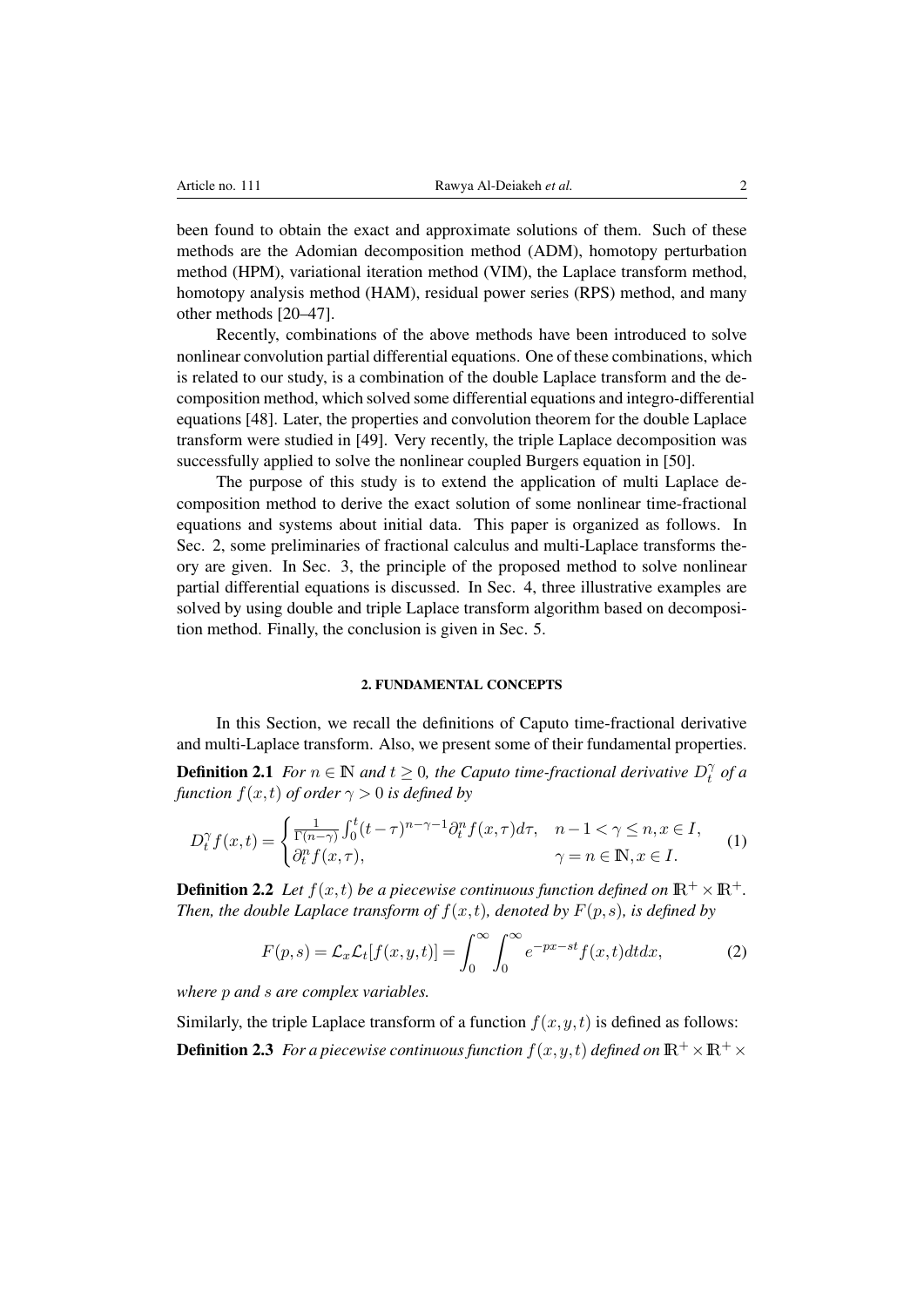been found to obtain the exact and approximate solutions of them. Such of these methods are the Adomian decomposition method (ADM), homotopy perturbation method (HPM), variational iteration method (VIM), the Laplace transform method, homotopy analysis method (HAM), residual power series (RPS) method, and many other methods [20–47].

Recently, combinations of the above methods have been introduced to solve nonlinear convolution partial differential equations. One of these combinations, which is related to our study, is a combination of the double Laplace transform and the decomposition method, which solved some differential equations and integro-differential equations [48]. Later, the properties and convolution theorem for the double Laplace transform were studied in [49]. Very recently, the triple Laplace decomposition was successfully applied to solve the nonlinear coupled Burgers equation in [50].

The purpose of this study is to extend the application of multi Laplace decomposition method to derive the exact solution of some nonlinear time-fractional equations and systems about initial data. This paper is organized as follows. In Sec. 2, some preliminaries of fractional calculus and multi-Laplace transforms theory are given. In Sec. 3, the principle of the proposed method to solve nonlinear partial differential equations is discussed. In Sec. 4, three illustrative examples are solved by using double and triple Laplace transform algorithm based on decomposition method. Finally, the conclusion is given in Sec. 5.

## 2. FUNDAMENTAL CONCEPTS

In this Section, we recall the definitions of Caputo time-fractional derivative and multi-Laplace transform. Also, we present some of their fundamental properties.

**Definition 2.1** *For $n \in \mathbb{N}$ and $t \geq 0$, the Caputo time-fractional derivative $D_t^\gamma$ of a function $f(x,t)$ of order $\gamma > 0$ is defined by*

$$D_t^\gamma f(x,t) = \begin{cases} \frac{1}{\Gamma(n-\gamma)} \int_0^t (t-\tau)^{n-\gamma-1} \partial_t^n f(x,\tau) d\tau, & n-1 < \gamma \leq n, x \in I, \\ \partial_t^n f(x,\tau), & \gamma = n \in \mathbb{N}, x \in I. \end{cases} \quad (1)$$

**Definition 2.2** *Let $f(x,t)$ be a piecewise continuous function defined on $\mathbb{R}^+ \times \mathbb{R}^+$. Then, the double Laplace transform of $f(x,t)$, denoted by $F(p,s)$, is defined by*

$$F(p,s) = \mathcal{L}_x \mathcal{L}_t [f(x,y,t)] = \int_0^\infty \int_0^\infty e^{-px-st} f(x,t) dt dx, \quad (2)$$

*where $p$ and $s$ are complex variables.*

Similarly, the triple Laplace transform of a function $f(x,y,t)$ is defined as follows:

**Definition 2.3** *For a piecewise continuous function $f(x,y,t)$ defined on $\mathbb{R}^+ \times \mathbb{R}^+ \times$*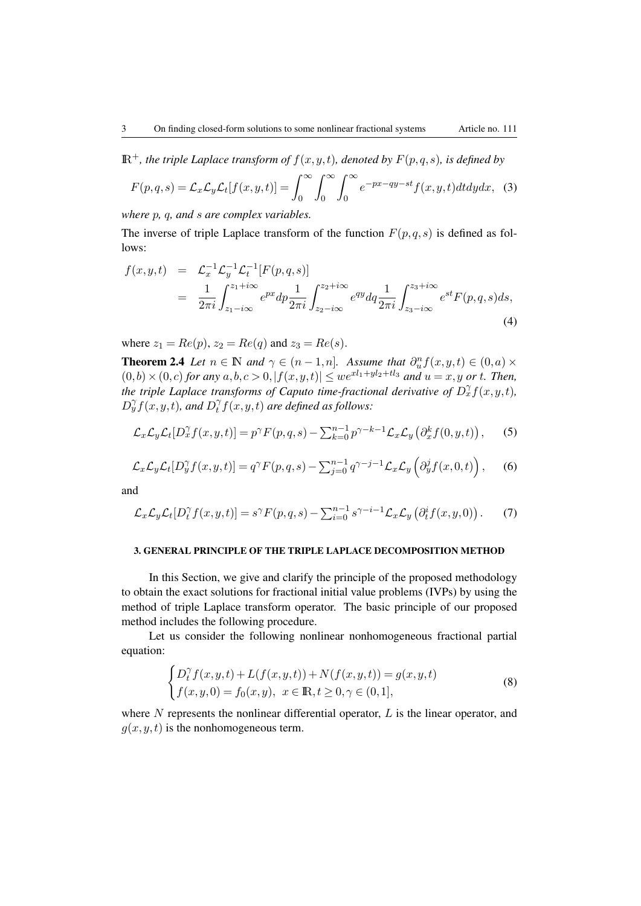$\mathbb{R}^+$, *the triple Laplace transform of* $f(x,y,t)$*, denoted by* $F(p,q,s)$*, is defined by*

$$F(p,q,s) = \mathcal{L}_x\mathcal{L}_y\mathcal{L}_t[f(x,y,t)] = \int_0^\infty\int_0^\infty\int_0^\infty e^{-px-qy-st}f(x,y,t)dtdydx, \quad (3)$$

*where* $p$*,* $q$*, and* $s$ *are complex variables.*

The inverse of triple Laplace transform of the function $F(p,q,s)$ is defined as follows:

$$\begin{aligned} f(x,y,t) &= \mathcal{L}_x^{-1}\mathcal{L}_y^{-1}\mathcal{L}_t^{-1}[F(p,q,s)] \\ &= \frac{1}{2\pi i}\int_{z_1-i\infty}^{z_1+i\infty} e^{px}dp\frac{1}{2\pi i}\int_{z_2-i\infty}^{z_2+i\infty} e^{qy}dq\frac{1}{2\pi i}\int_{z_3-i\infty}^{z_3+i\infty} e^{st}F(p,q,s)ds, \end{aligned} \quad (4)$$

where $z_1 = Re(p)$, $z_2 = Re(q)$ and $z_3 = Re(s)$.

**Theorem 2.4** *Let* $n \in \mathbb{N}$ *and* $\gamma \in (n-1,n]$*. Assume that* $\partial_u^n f(x,y,t) \in (0,a)\times(0,b)\times(0,c)$ *for any* $a,b,c>0, |f(x,y,t)| \leq we^{xl_1+yl_2+tl_3}$ *and* $u = x,y$ *or* $t$*. Then, the triple Laplace transforms of Caputo time-fractional derivative of* $D_x^\gamma f(x,y,t)$*,* $D_y^\gamma f(x,y,t)$*, and* $D_t^\gamma f(x,y,t)$ *are defined as follows:*

$$\mathcal{L}_x\mathcal{L}_y\mathcal{L}_t[D_x^\gamma f(x,y,t)] = p^\gamma F(p,q,s) - \textstyle\sum_{k=0}^{n-1} p^{\gamma-k-1}\mathcal{L}_x\mathcal{L}_y\left(\partial_x^k f(0,y,t)\right), \quad (5)$$

$$\mathcal{L}_x\mathcal{L}_y\mathcal{L}_t[D_y^\gamma f(x,y,t)] = q^\gamma F(p,q,s) - \textstyle\sum_{j=0}^{n-1} q^{\gamma-j-1}\mathcal{L}_x\mathcal{L}_y\left(\partial_y^j f(x,0,t)\right), \quad (6)$$

and

$$\mathcal{L}_x\mathcal{L}_y\mathcal{L}_t[D_t^\gamma f(x,y,t)] = s^\gamma F(p,q,s) - \textstyle\sum_{i=0}^{n-1} s^{\gamma-i-1}\mathcal{L}_x\mathcal{L}_y\left(\partial_t^i f(x,y,0)\right). \quad (7)$$

## 3. GENERAL PRINCIPLE OF THE TRIPLE LAPLACE DECOMPOSITION METHOD

In this Section, we give and clarify the principle of the proposed methodology to obtain the exact solutions for fractional initial value problems (IVPs) by using the method of triple Laplace transform operator. The basic principle of our proposed method includes the following procedure.

Let us consider the following nonlinear nonhomogeneous fractional partial equation:

$$\begin{cases} D_t^\gamma f(x,y,t) + L(f(x,y,t)) + N(f(x,y,t)) = g(x,y,t) \\ f(x,y,0) = f_0(x,y), \;\; x \in \mathbb{R}, t \geq 0, \gamma \in (0,1], \end{cases} \quad (8)$$

where $N$ represents the nonlinear differential operator, $L$ is the linear operator, and $g(x,y,t)$ is the nonhomogeneous term.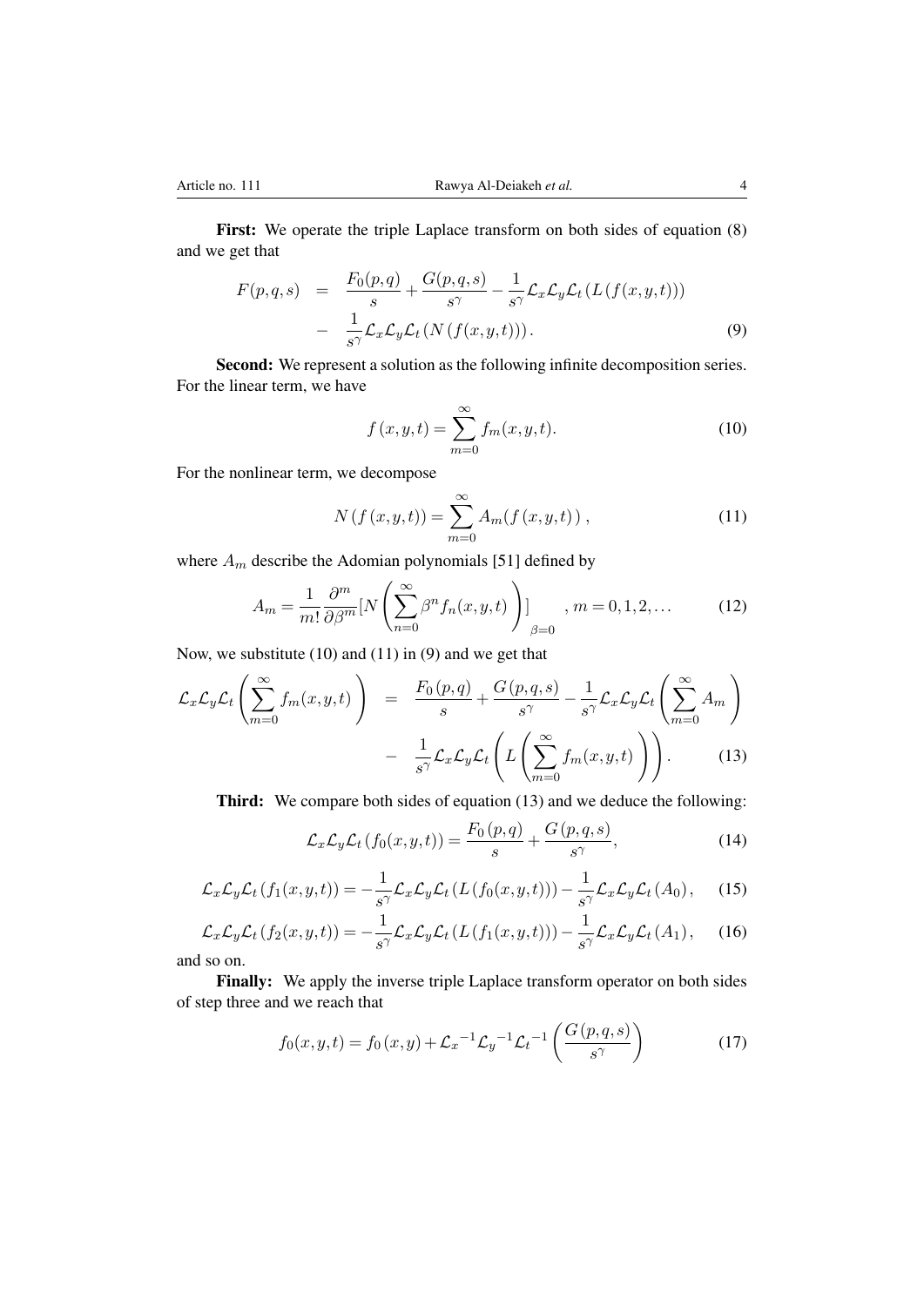**First:** We operate the triple Laplace transform on both sides of equation (8) and we get that

$$
\begin{aligned}
F(p,q,s) &= \frac{F_0(p,q)}{s} + \frac{G(p,q,s)}{s^\gamma} - \frac{1}{s^\gamma}\mathcal{L}_x\mathcal{L}_y\mathcal{L}_t\left(L(f(x,y,t))\right) \\
&- \frac{1}{s^\gamma}\mathcal{L}_x\mathcal{L}_y\mathcal{L}_t\left(N(f(x,y,t))\right). \qquad (9)
\end{aligned}
$$

**Second:** We represent a solution as the following infinite decomposition series. For the linear term, we have

$$
f(x,y,t) = \sum_{m=0}^{\infty} f_m(x,y,t). \qquad (10)
$$

For the nonlinear term, we decompose

$$
N(f(x,y,t)) = \sum_{m=0}^{\infty} A_m(f(x,y,t)), \qquad (11)
$$

where $A_m$ describe the Adomian polynomials [51] defined by

$$
A_m = \frac{1}{m!}\frac{\partial^m}{\partial \beta^m}\left[N\left(\sum_{n=0}^{\infty}\beta^n f_n(x,y,t)\right)\right]_{\beta=0}, \quad m = 0,1,2,\ldots \qquad (12)
$$

Now, we substitute (10) and (11) in (9) and we get that

$$
\begin{aligned}
\mathcal{L}_x\mathcal{L}_y\mathcal{L}_t\left(\sum_{m=0}^{\infty} f_m(x,y,t)\right) &= \frac{F_0(p,q)}{s} + \frac{G(p,q,s)}{s^\gamma} - \frac{1}{s^\gamma}\mathcal{L}_x\mathcal{L}_y\mathcal{L}_t\left(\sum_{m=0}^{\infty} A_m\right) \\
&- \frac{1}{s^\gamma}\mathcal{L}_x\mathcal{L}_y\mathcal{L}_t\left(L\left(\sum_{m=0}^{\infty} f_m(x,y,t)\right)\right). \qquad (13)
\end{aligned}
$$

**Third:** We compare both sides of equation (13) and we deduce the following:

$$
\mathcal{L}_x\mathcal{L}_y\mathcal{L}_t\left(f_0(x,y,t)\right) = \frac{F_0(p,q)}{s} + \frac{G(p,q,s)}{s^\gamma}, \qquad (14)
$$

$$
\mathcal{L}_x\mathcal{L}_y\mathcal{L}_t\left(f_1(x,y,t)\right) = -\frac{1}{s^\gamma}\mathcal{L}_x\mathcal{L}_y\mathcal{L}_t\left(L(f_0(x,y,t))\right) - \frac{1}{s^\gamma}\mathcal{L}_x\mathcal{L}_y\mathcal{L}_t\left(A_0\right), \qquad (15)
$$

$$
\mathcal{L}_x\mathcal{L}_y\mathcal{L}_t\left(f_2(x,y,t)\right) = -\frac{1}{s^\gamma}\mathcal{L}_x\mathcal{L}_y\mathcal{L}_t\left(L(f_1(x,y,t))\right) - \frac{1}{s^\gamma}\mathcal{L}_x\mathcal{L}_y\mathcal{L}_t\left(A_1\right), \qquad (16)
$$

and so on.

**Finally:** We apply the inverse triple Laplace transform operator on both sides of step three and we reach that

$$
f_0(x,y,t) = f_0(x,y) + \mathcal{L}_x^{-1}\mathcal{L}_y^{-1}\mathcal{L}_t^{-1}\left(\frac{G(p,q,s)}{s^\gamma}\right) \qquad (17)
$$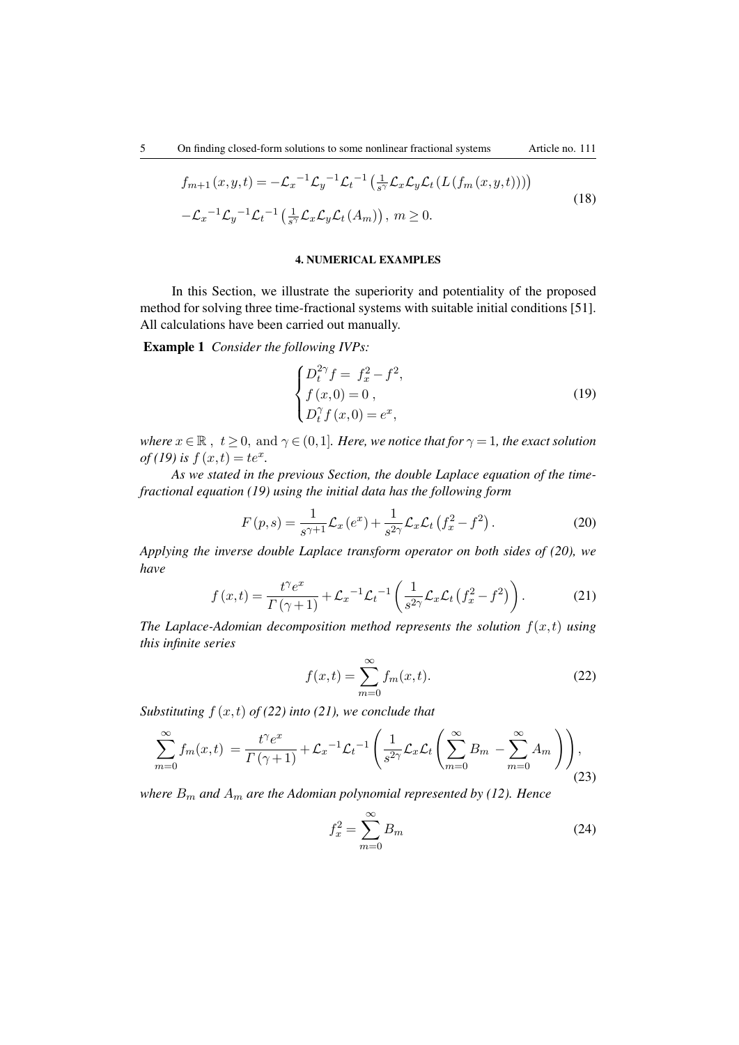$$
\begin{aligned}
&f_{m+1}(x,y,t) = -\mathcal{L}_x{}^{-1}\mathcal{L}_y{}^{-1}\mathcal{L}_t{}^{-1}\left(\tfrac{1}{s^{\gamma}}\mathcal{L}_x\mathcal{L}_y\mathcal{L}_t\left(L\left(f_m(x,y,t)\right)\right)\right)\\
&-\mathcal{L}_x{}^{-1}\mathcal{L}_y{}^{-1}\mathcal{L}_t{}^{-1}\left(\tfrac{1}{s^{\gamma}}\mathcal{L}_x\mathcal{L}_y\mathcal{L}_t\left(A_m\right)\right),\ m \geq 0.
\end{aligned} \tag{18}
$$

## 4. NUMERICAL EXAMPLES

In this Section, we illustrate the superiority and potentiality of the proposed method for solving three time-fractional systems with suitable initial conditions [51]. All calculations have been carried out manually.

**Example 1** *Consider the following IVPs:*

$$
\begin{cases}
D_t^{2\gamma} f = f_x^2 - f^2,\\
f(x,0) = 0\ ,\\
D_t^{\gamma} f(x,0) = e^x,
\end{cases} \tag{19}
$$

*where $x \in \mathbb{R}\ ,\ t \geq 0,$ and $\gamma \in (0,1]$. Here, we notice that for $\gamma = 1$, the exact solution of (19) is $f(x,t) = te^x$.*

*As we stated in the previous Section, the double Laplace equation of the time-fractional equation (19) using the initial data has the following form*

$$
F(p,s) = \frac{1}{s^{\gamma+1}}\mathcal{L}_x(e^x) + \frac{1}{s^{2\gamma}}\mathcal{L}_x\mathcal{L}_t\left(f_x^2 - f^2\right). \tag{20}
$$

*Applying the inverse double Laplace transform operator on both sides of (20), we have*

$$
f(x,t) = \frac{t^{\gamma}e^x}{\Gamma(\gamma+1)} + \mathcal{L}_x{}^{-1}\mathcal{L}_t{}^{-1}\left(\frac{1}{s^{2\gamma}}\mathcal{L}_x\mathcal{L}_t\left(f_x^2 - f^2\right)\right). \tag{21}
$$

*The Laplace-Adomian decomposition method represents the solution $f(x,t)$ using this infinite series*

$$
f(x,t) = \sum_{m=0}^{\infty} f_m(x,t). \tag{22}
$$

*Substituting $f(x,t)$ of (22) into (21), we conclude that*

$$
\sum_{m=0}^{\infty} f_m(x,t) = \frac{t^{\gamma}e^x}{\Gamma(\gamma+1)} + \mathcal{L}_x{}^{-1}\mathcal{L}_t{}^{-1}\left(\frac{1}{s^{2\gamma}}\mathcal{L}_x\mathcal{L}_t\left(\sum_{m=0}^{\infty} B_m - \sum_{m=0}^{\infty} A_m\right)\right), \tag{23}
$$

*where $B_m$ and $A_m$ are the Adomian polynomial represented by (12). Hence*

$$
f_x^2 = \sum_{m=0}^{\infty} B_m \tag{24}
$$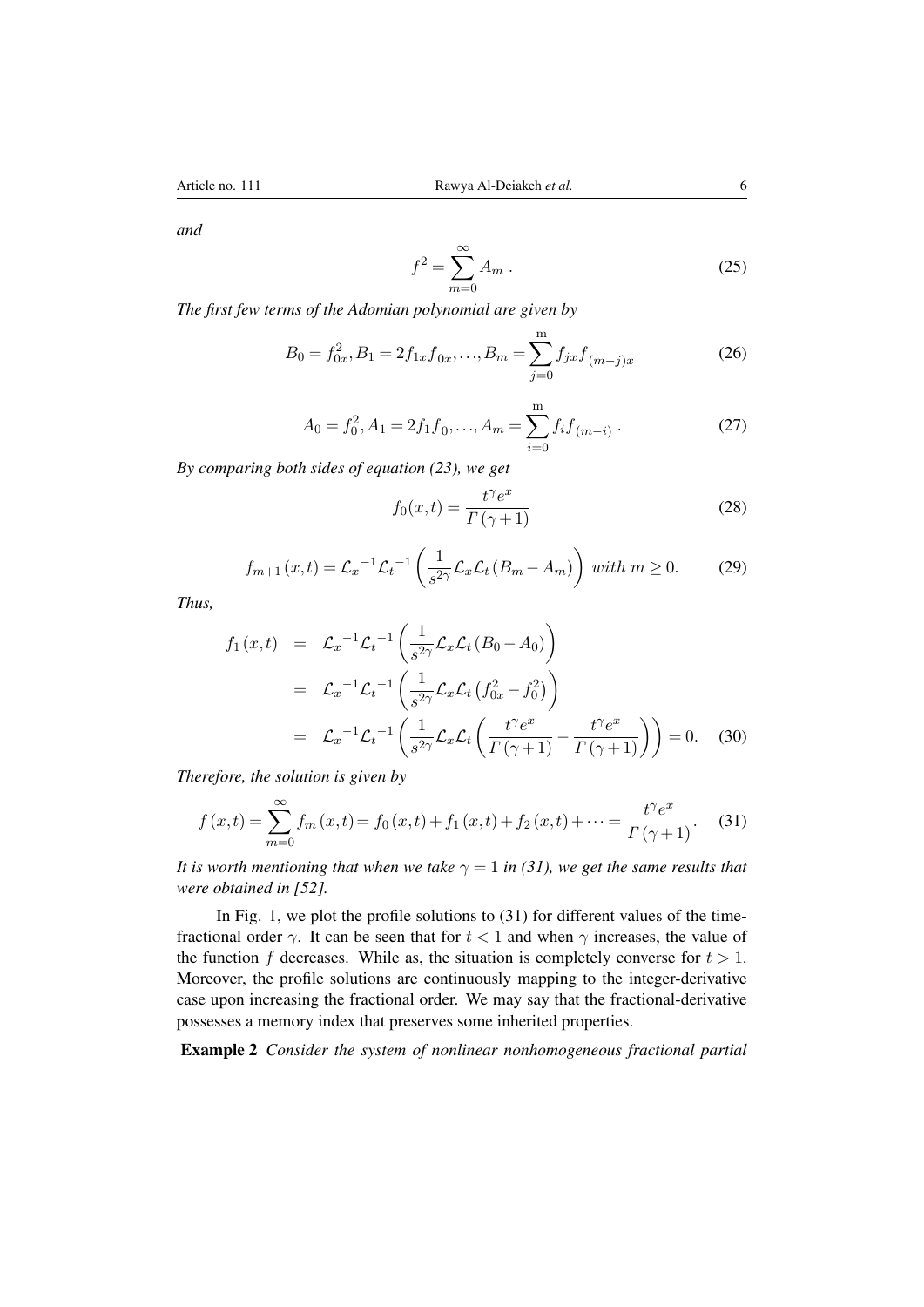*and*

$$f^2 = \sum_{m=0}^{\infty} A_m \,. \tag{25}$$

*The first few terms of the Adomian polynomial are given by*

$$B_0 = f_{0x}^2, B_1 = 2f_{1x}f_{0x}, \ldots, B_m = \sum_{j=0}^{\mathrm{m}} f_{jx} f_{(m-j)x} \tag{26}$$

$$A_0 = f_0^2, A_1 = 2f_1 f_0, \ldots, A_m = \sum_{i=0}^{\mathrm{m}} f_i f_{(m-i)} \,. \tag{27}$$

*By comparing both sides of equation (23), we get*

$$f_0(x,t) = \frac{t^\gamma e^x}{\Gamma(\gamma+1)} \tag{28}$$

$$f_{m+1}(x,t) = \mathcal{L}_x{}^{-1}\mathcal{L}_t{}^{-1}\left(\frac{1}{s^{2\gamma}}\mathcal{L}_x\mathcal{L}_t\left(B_m - A_m\right)\right) \; with \; m \geq 0. \tag{29}$$

*Thus,*

$$\begin{aligned}
f_1(x,t) &= \mathcal{L}_x{}^{-1}\mathcal{L}_t{}^{-1}\left(\frac{1}{s^{2\gamma}}\mathcal{L}_x\mathcal{L}_t\left(B_0 - A_0\right)\right) \\
&= \mathcal{L}_x{}^{-1}\mathcal{L}_t{}^{-1}\left(\frac{1}{s^{2\gamma}}\mathcal{L}_x\mathcal{L}_t\left(f_{0x}^2 - f_0^2\right)\right) \\
&= \mathcal{L}_x{}^{-1}\mathcal{L}_t{}^{-1}\left(\frac{1}{s^{2\gamma}}\mathcal{L}_x\mathcal{L}_t\left(\frac{t^\gamma e^x}{\Gamma(\gamma+1)} - \frac{t^\gamma e^x}{\Gamma(\gamma+1)}\right)\right) = 0. 
\end{aligned} \tag{30}$$

*Therefore, the solution is given by*

$$f(x,t) = \sum_{m=0}^{\infty} f_m(x,t) = f_0(x,t) + f_1(x,t) + f_2(x,t) + \cdots = \frac{t^\gamma e^x}{\Gamma(\gamma+1)}. \tag{31}$$

*It is worth mentioning that when we take $\gamma = 1$ in (31), we get the same results that were obtained in [52].*

In Fig. 1, we plot the profile solutions to (31) for different values of the time-fractional order $\gamma$. It can be seen that for $t < 1$ and when $\gamma$ increases, the value of the function $f$ decreases. While as, the situation is completely converse for $t > 1$. Moreover, the profile solutions are continuously mapping to the integer-derivative case upon increasing the fractional order. We may say that the fractional-derivative possesses a memory index that preserves some inherited properties.

**Example 2** *Consider the system of nonlinear nonhomogeneous fractional partial*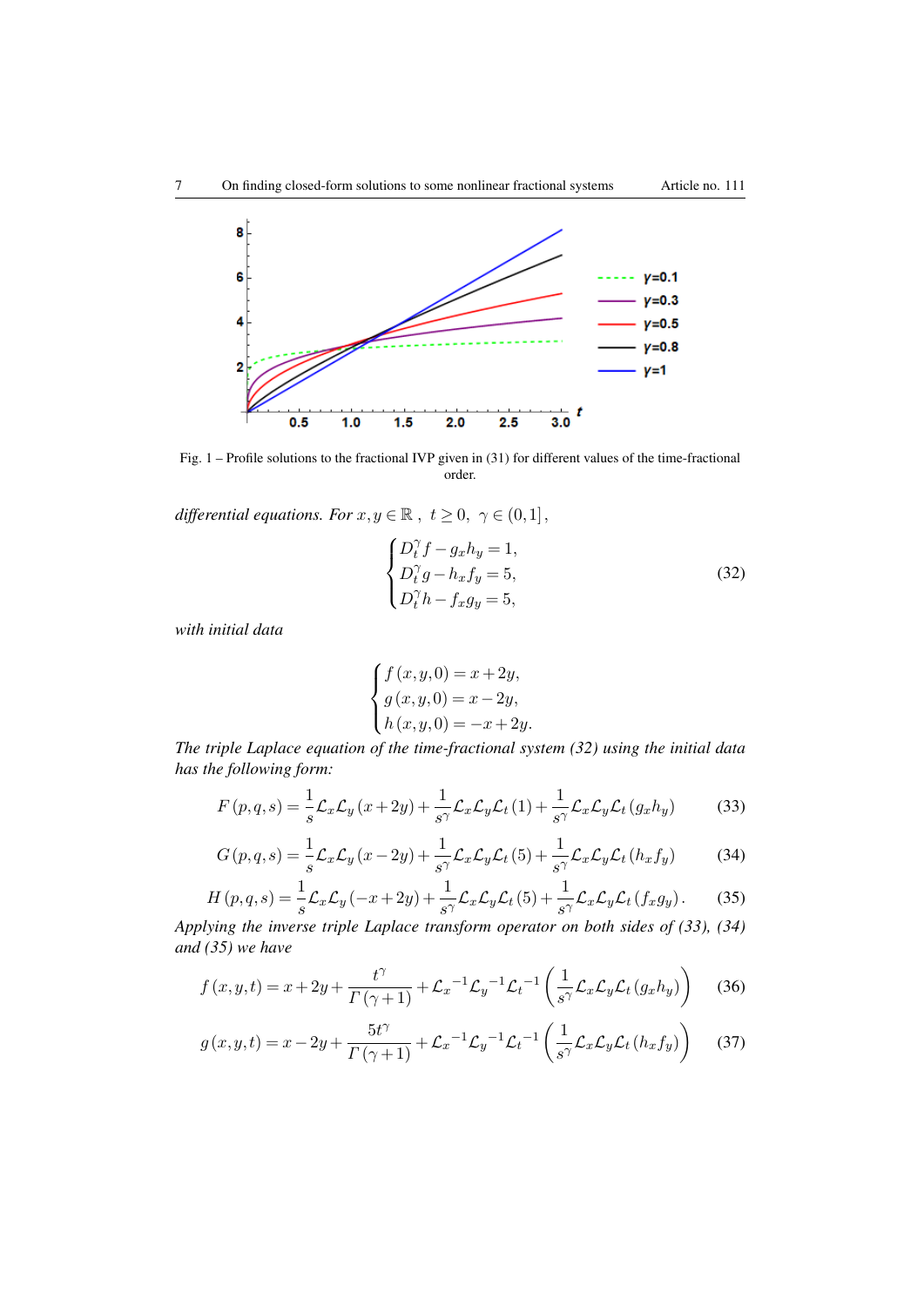Fig. 1 – Profile solutions to the fractional IVP given in (31) for different values of the time-fractional order.

*differential equations. For* $x,y \in \mathbb{R}$ , $t \geq 0$, $\gamma \in (0,1]$,

$$\begin{cases} D_t^{\gamma} f - g_x h_y = 1, \\ D_t^{\gamma} g - h_x f_y = 5, \\ D_t^{\gamma} h - f_x g_y = 5, \end{cases} \tag{32}$$

*with initial data*

$$\begin{cases} f(x,y,0) = x + 2y, \\ g(x,y,0) = x - 2y, \\ h(x,y,0) = -x + 2y. \end{cases}$$

*The triple Laplace equation of the time-fractional system (32) using the initial data has the following form:*

$$F(p,q,s) = \frac{1}{s}\mathcal{L}_x\mathcal{L}_y(x+2y) + \frac{1}{s^{\gamma}}\mathcal{L}_x\mathcal{L}_y\mathcal{L}_t(1) + \frac{1}{s^{\gamma}}\mathcal{L}_x\mathcal{L}_y\mathcal{L}_t(g_x h_y) \tag{33}$$

$$G(p,q,s) = \frac{1}{s}\mathcal{L}_x\mathcal{L}_y(x-2y) + \frac{1}{s^{\gamma}}\mathcal{L}_x\mathcal{L}_y\mathcal{L}_t(5) + \frac{1}{s^{\gamma}}\mathcal{L}_x\mathcal{L}_y\mathcal{L}_t(h_x f_y) \tag{34}$$

$$H(p,q,s) = \frac{1}{s}\mathcal{L}_x\mathcal{L}_y(-x+2y) + \frac{1}{s^{\gamma}}\mathcal{L}_x\mathcal{L}_y\mathcal{L}_t(5) + \frac{1}{s^{\gamma}}\mathcal{L}_x\mathcal{L}_y\mathcal{L}_t(f_x g_y). \tag{35}$$

*Applying the inverse triple Laplace transform operator on both sides of (33), (34) and (35) we have*

$$f(x,y,t) = x + 2y + \frac{t^{\gamma}}{\Gamma(\gamma+1)} + \mathcal{L}_x^{-1}\mathcal{L}_y^{-1}\mathcal{L}_t^{-1}\left(\frac{1}{s^{\gamma}}\mathcal{L}_x\mathcal{L}_y\mathcal{L}_t(g_x h_y)\right) \tag{36}$$

$$g(x,y,t) = x - 2y + \frac{5t^{\gamma}}{\Gamma(\gamma+1)} + \mathcal{L}_x^{-1}\mathcal{L}_y^{-1}\mathcal{L}_t^{-1}\left(\frac{1}{s^{\gamma}}\mathcal{L}_x\mathcal{L}_y\mathcal{L}_t(h_x f_y)\right) \tag{37}$$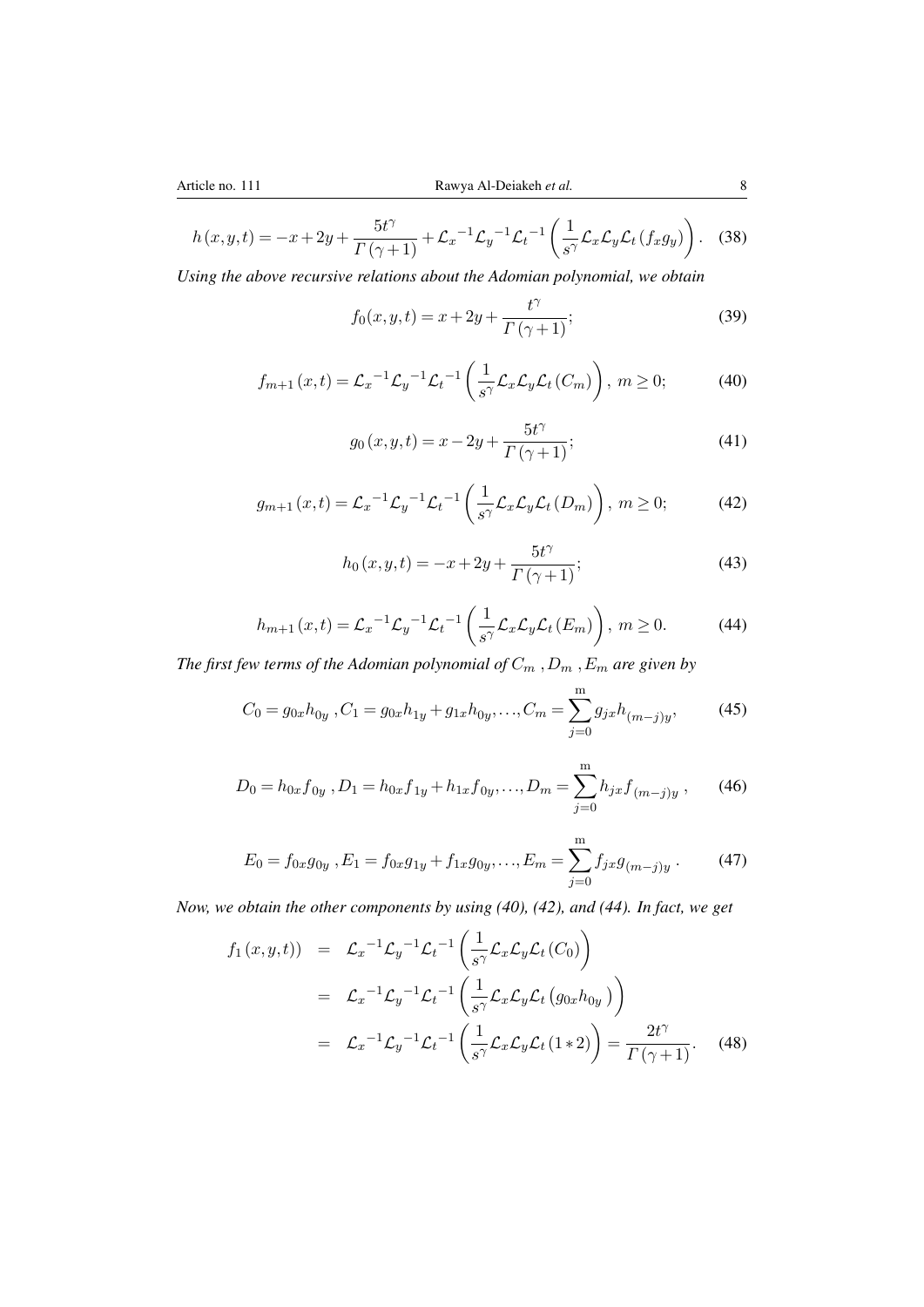$$h(x,y,t) = -x + 2y + \frac{5t^{\gamma}}{\Gamma(\gamma+1)} + \mathcal{L}_x{}^{-1}\mathcal{L}_y{}^{-1}\mathcal{L}_t{}^{-1}\left(\frac{1}{s^{\gamma}}\mathcal{L}_x\mathcal{L}_y\mathcal{L}_t(f_x g_y)\right). \quad (38)$$

*Using the above recursive relations about the Adomian polynomial, we obtain*

$$f_0(x,y,t) = x + 2y + \frac{t^{\gamma}}{\Gamma(\gamma+1)}; \quad (39)$$

$$f_{m+1}(x,t) = \mathcal{L}_x{}^{-1}\mathcal{L}_y{}^{-1}\mathcal{L}_t{}^{-1}\left(\frac{1}{s^{\gamma}}\mathcal{L}_x\mathcal{L}_y\mathcal{L}_t(C_m)\right),\ m \geq 0; \quad (40)$$

$$g_0(x,y,t) = x - 2y + \frac{5t^{\gamma}}{\Gamma(\gamma+1)}; \quad (41)$$

$$g_{m+1}(x,t) = \mathcal{L}_x{}^{-1}\mathcal{L}_y{}^{-1}\mathcal{L}_t{}^{-1}\left(\frac{1}{s^{\gamma}}\mathcal{L}_x\mathcal{L}_y\mathcal{L}_t(D_m)\right),\ m \geq 0; \quad (42)$$

$$h_0(x,y,t) = -x + 2y + \frac{5t^{\gamma}}{\Gamma(\gamma+1)}; \quad (43)$$

$$h_{m+1}(x,t) = \mathcal{L}_x{}^{-1}\mathcal{L}_y{}^{-1}\mathcal{L}_t{}^{-1}\left(\frac{1}{s^{\gamma}}\mathcal{L}_x\mathcal{L}_y\mathcal{L}_t(E_m)\right),\ m \geq 0. \quad (44)$$

*The first few terms of the Adomian polynomial of $C_m$ , $D_m$ , $E_m$ are given by*

$$C_0 = g_{0x}h_{0y}\,, C_1 = g_{0x}h_{1y} + g_{1x}h_{0y}, \ldots, C_m = \sum_{j=0}^{\mathrm{m}} g_{jx}h_{(m-j)y}, \quad (45)$$

$$D_0 = h_{0x}f_{0y}\,, D_1 = h_{0x}f_{1y} + h_{1x}f_{0y}, \ldots, D_m = \sum_{j=0}^{\mathrm{m}} h_{jx}f_{(m-j)y}\,, \quad (46)$$

$$E_0 = f_{0x}g_{0y}\,, E_1 = f_{0x}g_{1y} + f_{1x}g_{0y}, \ldots, E_m = \sum_{j=0}^{\mathrm{m}} f_{jx}g_{(m-j)y}\,. \quad (47)$$

*Now, we obtain the other components by using (40), (42), and (44). In fact, we get*

$$\begin{aligned} f_1(x,y,t)) &= \mathcal{L}_x{}^{-1}\mathcal{L}_y{}^{-1}\mathcal{L}_t{}^{-1}\left(\frac{1}{s^{\gamma}}\mathcal{L}_x\mathcal{L}_y\mathcal{L}_t(C_0)\right) \\ &= \mathcal{L}_x{}^{-1}\mathcal{L}_y{}^{-1}\mathcal{L}_t{}^{-1}\left(\frac{1}{s^{\gamma}}\mathcal{L}_x\mathcal{L}_y\mathcal{L}_t\left(g_{0x}h_{0y}\right)\right) \\ &= \mathcal{L}_x{}^{-1}\mathcal{L}_y{}^{-1}\mathcal{L}_t{}^{-1}\left(\frac{1}{s^{\gamma}}\mathcal{L}_x\mathcal{L}_y\mathcal{L}_t(1*2)\right) = \frac{2t^{\gamma}}{\Gamma(\gamma+1)}. \end{aligned} \quad (48)$$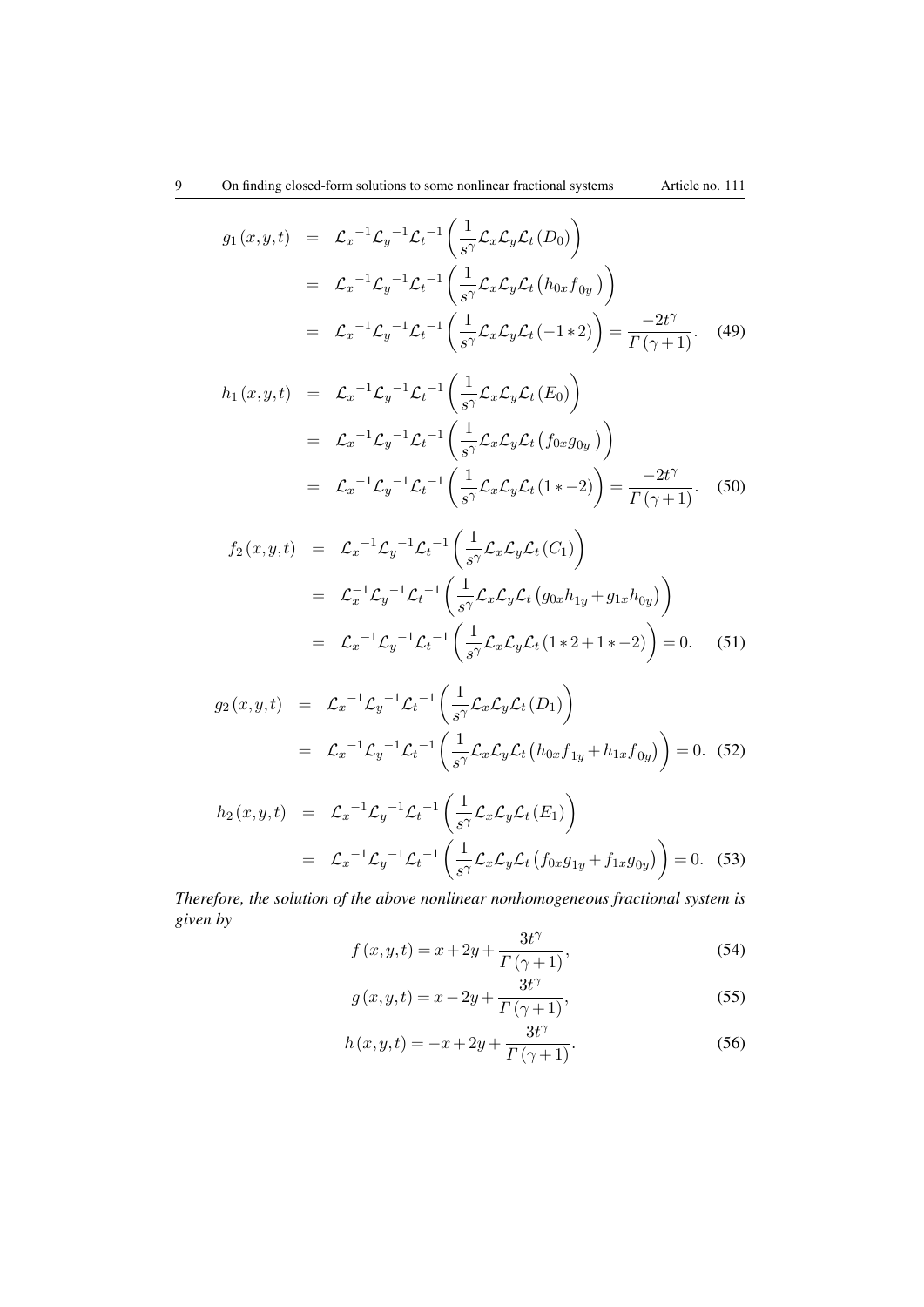$$
\begin{aligned}
g_1(x,y,t) &= \mathcal{L}_x{}^{-1}\mathcal{L}_y{}^{-1}\mathcal{L}_t{}^{-1}\left(\frac{1}{s^\gamma}\mathcal{L}_x\mathcal{L}_y\mathcal{L}_t(D_0)\right) \\
&= \mathcal{L}_x{}^{-1}\mathcal{L}_y{}^{-1}\mathcal{L}_t{}^{-1}\left(\frac{1}{s^\gamma}\mathcal{L}_x\mathcal{L}_y\mathcal{L}_t\left(h_{0x}f_{0y}\right)\right) \\
&= \mathcal{L}_x{}^{-1}\mathcal{L}_y{}^{-1}\mathcal{L}_t{}^{-1}\left(\frac{1}{s^\gamma}\mathcal{L}_x\mathcal{L}_y\mathcal{L}_t(-1*2)\right) = \frac{-2t^\gamma}{\Gamma(\gamma+1)}. \quad (49)
\end{aligned}
$$

$$
\begin{aligned}
h_1(x,y,t) &= \mathcal{L}_x{}^{-1}\mathcal{L}_y{}^{-1}\mathcal{L}_t{}^{-1}\left(\frac{1}{s^\gamma}\mathcal{L}_x\mathcal{L}_y\mathcal{L}_t(E_0)\right) \\
&= \mathcal{L}_x{}^{-1}\mathcal{L}_y{}^{-1}\mathcal{L}_t{}^{-1}\left(\frac{1}{s^\gamma}\mathcal{L}_x\mathcal{L}_y\mathcal{L}_t\left(f_{0x}g_{0y}\right)\right) \\
&= \mathcal{L}_x{}^{-1}\mathcal{L}_y{}^{-1}\mathcal{L}_t{}^{-1}\left(\frac{1}{s^\gamma}\mathcal{L}_x\mathcal{L}_y\mathcal{L}_t(1*-2)\right) = \frac{-2t^\gamma}{\Gamma(\gamma+1)}. \quad (50)
\end{aligned}
$$

$$
\begin{aligned}
f_2(x,y,t) &= \mathcal{L}_x{}^{-1}\mathcal{L}_y{}^{-1}\mathcal{L}_t{}^{-1}\left(\frac{1}{s^\gamma}\mathcal{L}_x\mathcal{L}_y\mathcal{L}_t(C_1)\right) \\
&= \mathcal{L}_x^{-1}\mathcal{L}_y{}^{-1}\mathcal{L}_t{}^{-1}\left(\frac{1}{s^\gamma}\mathcal{L}_x\mathcal{L}_y\mathcal{L}_t\left(g_{0x}h_{1y}+g_{1x}h_{0y}\right)\right) \\
&= \mathcal{L}_x{}^{-1}\mathcal{L}_y{}^{-1}\mathcal{L}_t{}^{-1}\left(\frac{1}{s^\gamma}\mathcal{L}_x\mathcal{L}_y\mathcal{L}_t(1*2+1*-2)\right) = 0. \quad (51)
\end{aligned}
$$

$$
\begin{aligned}
g_2(x,y,t) &= \mathcal{L}_x{}^{-1}\mathcal{L}_y{}^{-1}\mathcal{L}_t{}^{-1}\left(\frac{1}{s^\gamma}\mathcal{L}_x\mathcal{L}_y\mathcal{L}_t(D_1)\right) \\
&= \mathcal{L}_x{}^{-1}\mathcal{L}_y{}^{-1}\mathcal{L}_t{}^{-1}\left(\frac{1}{s^\gamma}\mathcal{L}_x\mathcal{L}_y\mathcal{L}_t\left(h_{0x}f_{1y}+h_{1x}f_{0y}\right)\right) = 0. \quad (52)
\end{aligned}
$$

$$
\begin{aligned}
h_2(x,y,t) &= \mathcal{L}_x{}^{-1}\mathcal{L}_y{}^{-1}\mathcal{L}_t{}^{-1}\left(\frac{1}{s^\gamma}\mathcal{L}_x\mathcal{L}_y\mathcal{L}_t(E_1)\right) \\
&= \mathcal{L}_x{}^{-1}\mathcal{L}_y{}^{-1}\mathcal{L}_t{}^{-1}\left(\frac{1}{s^\gamma}\mathcal{L}_x\mathcal{L}_y\mathcal{L}_t\left(f_{0x}g_{1y}+f_{1x}g_{0y}\right)\right) = 0. \quad (53)
\end{aligned}
$$

*Therefore, the solution of the above nonlinear nonhomogeneous fractional system is given by*

$$
f(x,y,t) = x+2y+\frac{3t^\gamma}{\Gamma(\gamma+1)}, \quad (54)
$$

$$
g(x,y,t) = x-2y+\frac{3t^\gamma}{\Gamma(\gamma+1)}, \quad (55)
$$

$$
h(x,y,t) = -x+2y+\frac{3t^\gamma}{\Gamma(\gamma+1)}. \quad (56)
$$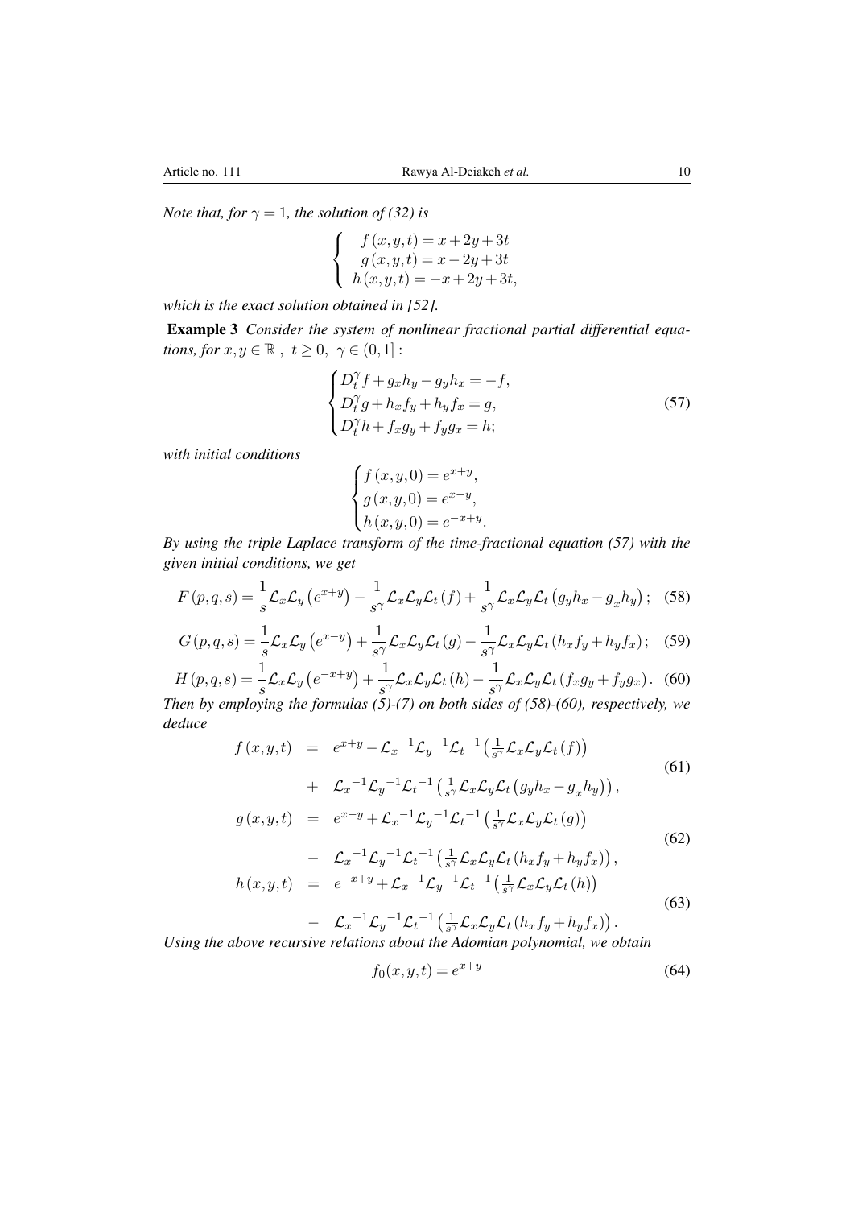*Note that, for $\gamma = 1$, the solution of (32) is*

$$\begin{cases} f(x,y,t) = x + 2y + 3t \\ g(x,y,t) = x - 2y + 3t \\ h(x,y,t) = -x + 2y + 3t, \end{cases}$$

*which is the exact solution obtained in [52].*

**Example 3** *Consider the system of nonlinear fractional partial differential equations, for $x, y \in \mathbb{R}$, $t \geq 0$, $\gamma \in (0,1]$ :*

$$\begin{cases} D_t^\gamma f + g_x h_y - g_y h_x = -f, \\ D_t^\gamma g + h_x f_y + h_y f_x = g, \\ D_t^\gamma h + f_x g_y + f_y g_x = h; \end{cases} \tag{57}$$

*with initial conditions*

$$\begin{cases} f(x,y,0) = e^{x+y}, \\ g(x,y,0) = e^{x-y}, \\ h(x,y,0) = e^{-x+y}. \end{cases}$$

*By using the triple Laplace transform of the time-fractional equation (57) with the given initial conditions, we get*

$$F(p,q,s) = \frac{1}{s}\mathcal{L}_x\mathcal{L}_y\left(e^{x+y}\right) - \frac{1}{s^\gamma}\mathcal{L}_x\mathcal{L}_y\mathcal{L}_t(f) + \frac{1}{s^\gamma}\mathcal{L}_x\mathcal{L}_y\mathcal{L}_t\left(g_y h_x - g_x h_y\right); \tag{58}$$

$$G(p,q,s) = \frac{1}{s}\mathcal{L}_x\mathcal{L}_y\left(e^{x-y}\right) + \frac{1}{s^\gamma}\mathcal{L}_x\mathcal{L}_y\mathcal{L}_t(g) - \frac{1}{s^\gamma}\mathcal{L}_x\mathcal{L}_y\mathcal{L}_t\left(h_x f_y + h_y f_x\right); \tag{59}$$

$$H(p,q,s) = \frac{1}{s}\mathcal{L}_x\mathcal{L}_y\left(e^{-x+y}\right) + \frac{1}{s^\gamma}\mathcal{L}_x\mathcal{L}_y\mathcal{L}_t(h) - \frac{1}{s^\gamma}\mathcal{L}_x\mathcal{L}_y\mathcal{L}_t\left(f_x g_y + f_y g_x\right). \tag{60}$$

*Then by employing the formulas (5)-(7) on both sides of (58)-(60), respectively, we deduce*

$$\begin{aligned} f(x,y,t) &= e^{x+y} - \mathcal{L}_x{}^{-1}\mathcal{L}_y{}^{-1}\mathcal{L}_t{}^{-1}\left(\tfrac{1}{s^\gamma}\mathcal{L}_x\mathcal{L}_y\mathcal{L}_t(f)\right) \\ &+ \mathcal{L}_x{}^{-1}\mathcal{L}_y{}^{-1}\mathcal{L}_t{}^{-1}\left(\tfrac{1}{s^\gamma}\mathcal{L}_x\mathcal{L}_y\mathcal{L}_t\left(g_y h_x - g_x h_y\right)\right), \end{aligned} \tag{61}$$

$$\begin{aligned} g(x,y,t) &= e^{x-y} + \mathcal{L}_x{}^{-1}\mathcal{L}_y{}^{-1}\mathcal{L}_t{}^{-1}\left(\tfrac{1}{s^\gamma}\mathcal{L}_x\mathcal{L}_y\mathcal{L}_t(g)\right) \\ &- \mathcal{L}_x{}^{-1}\mathcal{L}_y{}^{-1}\mathcal{L}_t{}^{-1}\left(\tfrac{1}{s^\gamma}\mathcal{L}_x\mathcal{L}_y\mathcal{L}_t\left(h_x f_y + h_y f_x\right)\right), \end{aligned} \tag{62}$$

$$\begin{aligned} h(x,y,t) &= e^{-x+y} + \mathcal{L}_x{}^{-1}\mathcal{L}_y{}^{-1}\mathcal{L}_t{}^{-1}\left(\tfrac{1}{s^\gamma}\mathcal{L}_x\mathcal{L}_y\mathcal{L}_t(h)\right) \\ &- \mathcal{L}_x{}^{-1}\mathcal{L}_y{}^{-1}\mathcal{L}_t{}^{-1}\left(\tfrac{1}{s^\gamma}\mathcal{L}_x\mathcal{L}_y\mathcal{L}_t\left(h_x f_y + h_y f_x\right)\right). \end{aligned} \tag{63}$$

*Using the above recursive relations about the Adomian polynomial, we obtain*

$$f_0(x,y,t) = e^{x+y} \tag{64}$$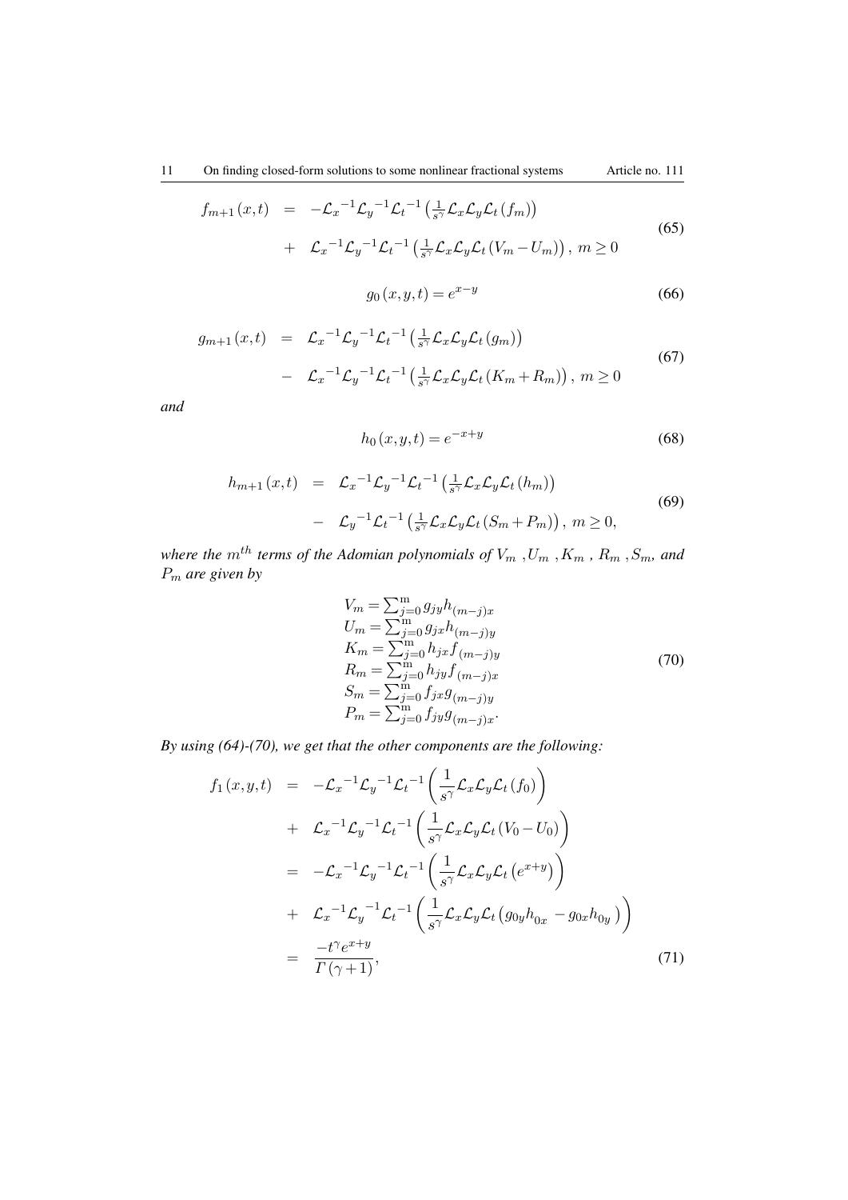$$
\begin{aligned}
f_{m+1}(x,t) &= -\mathcal{L}_x{}^{-1}\mathcal{L}_y{}^{-1}\mathcal{L}_t{}^{-1}\left(\tfrac{1}{s^\gamma}\mathcal{L}_x\mathcal{L}_y\mathcal{L}_t(f_m)\right) \\
&+ \mathcal{L}_x{}^{-1}\mathcal{L}_y{}^{-1}\mathcal{L}_t{}^{-1}\left(\tfrac{1}{s^\gamma}\mathcal{L}_x\mathcal{L}_y\mathcal{L}_t(V_m - U_m)\right),\ m \geq 0
\end{aligned} \tag{65}
$$

$$
g_0(x,y,t) = e^{x-y} \tag{66}
$$

$$
\begin{aligned}
g_{m+1}(x,t) &= \mathcal{L}_x{}^{-1}\mathcal{L}_y{}^{-1}\mathcal{L}_t{}^{-1}\left(\tfrac{1}{s^\gamma}\mathcal{L}_x\mathcal{L}_y\mathcal{L}_t(g_m)\right) \\
&- \mathcal{L}_x{}^{-1}\mathcal{L}_y{}^{-1}\mathcal{L}_t{}^{-1}\left(\tfrac{1}{s^\gamma}\mathcal{L}_x\mathcal{L}_y\mathcal{L}_t(K_m + R_m)\right),\ m \geq 0
\end{aligned} \tag{67}
$$

*and*

$$
h_0(x,y,t) = e^{-x+y} \tag{68}
$$

$$
\begin{aligned}
h_{m+1}(x,t) &= \mathcal{L}_x{}^{-1}\mathcal{L}_y{}^{-1}\mathcal{L}_t{}^{-1}\left(\tfrac{1}{s^\gamma}\mathcal{L}_x\mathcal{L}_y\mathcal{L}_t(h_m)\right) \\
&- \mathcal{L}_y{}^{-1}\mathcal{L}_t{}^{-1}\left(\tfrac{1}{s^\gamma}\mathcal{L}_x\mathcal{L}_y\mathcal{L}_t(S_m + P_m)\right),\ m \geq 0,
\end{aligned} \tag{69}
$$

*where the $m^{th}$ terms of the Adomian polynomials of $V_m$ ,$U_m$ ,$K_m$ , $R_m$ ,$S_m$, and $P_m$ are given by*

$$
\begin{aligned}
&V_m = \textstyle\sum_{j=0}^{m} g_{jy}h_{(m-j)x} \\
&U_m = \textstyle\sum_{j=0}^{m} g_{jx}h_{(m-j)y} \\
&K_m = \textstyle\sum_{j=0}^{m} h_{jx}f_{(m-j)y} \\
&R_m = \textstyle\sum_{j=0}^{m} h_{jy}f_{(m-j)x} \\
&S_m = \textstyle\sum_{j=0}^{m} f_{jx}g_{(m-j)y} \\
&P_m = \textstyle\sum_{j=0}^{m} f_{jy}g_{(m-j)x}.
\end{aligned} \tag{70}
$$

*By using (64)-(70), we get that the other components are the following:*

$$
\begin{aligned}
f_1(x,y,t) &= -\mathcal{L}_x{}^{-1}\mathcal{L}_y{}^{-1}\mathcal{L}_t{}^{-1}\left(\frac{1}{s^\gamma}\mathcal{L}_x\mathcal{L}_y\mathcal{L}_t(f_0)\right) \\
&+ \mathcal{L}_x{}^{-1}\mathcal{L}_y{}^{-1}\mathcal{L}_t{}^{-1}\left(\frac{1}{s^\gamma}\mathcal{L}_x\mathcal{L}_y\mathcal{L}_t(V_0 - U_0)\right) \\
&= -\mathcal{L}_x{}^{-1}\mathcal{L}_y{}^{-1}\mathcal{L}_t{}^{-1}\left(\frac{1}{s^\gamma}\mathcal{L}_x\mathcal{L}_y\mathcal{L}_t\left(e^{x+y}\right)\right) \\
&+ \mathcal{L}_x{}^{-1}\mathcal{L}_y{}^{-1}\mathcal{L}_t{}^{-1}\left(\frac{1}{s^\gamma}\mathcal{L}_x\mathcal{L}_y\mathcal{L}_t\left(g_{0y}h_{0x} - g_{0x}h_{0y}\right)\right) \\
&= \frac{-t^\gamma e^{x+y}}{\Gamma(\gamma+1)},
\end{aligned} \tag{71}
$$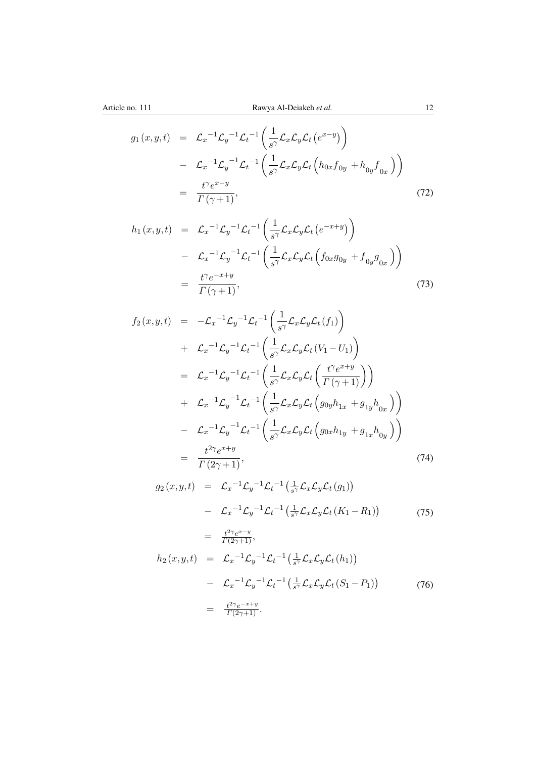$$
\begin{aligned}
g_1(x,y,t) &= \mathcal{L}_x{}^{-1}\mathcal{L}_y{}^{-1}\mathcal{L}_t{}^{-1}\left(\frac{1}{s^\gamma}\mathcal{L}_x\mathcal{L}_y\mathcal{L}_t\left(e^{x-y}\right)\right) \\
&- \mathcal{L}_x{}^{-1}\mathcal{L}_y{}^{-1}\mathcal{L}_t{}^{-1}\left(\frac{1}{s^\gamma}\mathcal{L}_x\mathcal{L}_y\mathcal{L}_t\left(h_{0x}f_{0y}+h_{0y}f_{0x}\right)\right) \\
&= \frac{t^\gamma e^{x-y}}{\Gamma(\gamma+1)},
\end{aligned} \tag{72}
$$

$$
\begin{aligned}
h_1(x,y,t) &= \mathcal{L}_x{}^{-1}\mathcal{L}_y{}^{-1}\mathcal{L}_t{}^{-1}\left(\frac{1}{s^\gamma}\mathcal{L}_x\mathcal{L}_y\mathcal{L}_t\left(e^{-x+y}\right)\right) \\
&- \mathcal{L}_x{}^{-1}\mathcal{L}_y{}^{-1}\mathcal{L}_t{}^{-1}\left(\frac{1}{s^\gamma}\mathcal{L}_x\mathcal{L}_y\mathcal{L}_t\left(f_{0x}g_{0y}+f_{0y}g_{0x}\right)\right) \\
&= \frac{t^\gamma e^{-x+y}}{\Gamma(\gamma+1)},
\end{aligned} \tag{73}
$$

$$
\begin{aligned}
f_2(x,y,t) &= -\mathcal{L}_x{}^{-1}\mathcal{L}_y{}^{-1}\mathcal{L}_t{}^{-1}\left(\frac{1}{s^\gamma}\mathcal{L}_x\mathcal{L}_y\mathcal{L}_t(f_1)\right) \\
&+ \mathcal{L}_x{}^{-1}\mathcal{L}_y{}^{-1}\mathcal{L}_t{}^{-1}\left(\frac{1}{s^\gamma}\mathcal{L}_x\mathcal{L}_y\mathcal{L}_t(V_1-U_1)\right) \\
&= \mathcal{L}_x{}^{-1}\mathcal{L}_y{}^{-1}\mathcal{L}_t{}^{-1}\left(\frac{1}{s^\gamma}\mathcal{L}_x\mathcal{L}_y\mathcal{L}_t\left(\frac{t^\gamma e^{x+y}}{\Gamma(\gamma+1)}\right)\right) \\
&+ \mathcal{L}_x{}^{-1}\mathcal{L}_y{}^{-1}\mathcal{L}_t{}^{-1}\left(\frac{1}{s^\gamma}\mathcal{L}_x\mathcal{L}_y\mathcal{L}_t\left(g_{0y}h_{1x}+g_{1y}h_{0x}\right)\right) \\
&- \mathcal{L}_x{}^{-1}\mathcal{L}_y{}^{-1}\mathcal{L}_t{}^{-1}\left(\frac{1}{s^\gamma}\mathcal{L}_x\mathcal{L}_y\mathcal{L}_t\left(g_{0x}h_{1y}+g_{1x}h_{0y}\right)\right) \\
&= \frac{t^{2\gamma} e^{x+y}}{\Gamma(2\gamma+1)},
\end{aligned} \tag{74}
$$

$$
\begin{aligned}
g_2(x,y,t) &= \mathcal{L}_x{}^{-1}\mathcal{L}_y{}^{-1}\mathcal{L}_t{}^{-1}\left(\tfrac{1}{s^\gamma}\mathcal{L}_x\mathcal{L}_y\mathcal{L}_t(g_1)\right) \\
&- \mathcal{L}_x{}^{-1}\mathcal{L}_y{}^{-1}\mathcal{L}_t{}^{-1}\left(\tfrac{1}{s^\gamma}\mathcal{L}_x\mathcal{L}_y\mathcal{L}_t(K_1-R_1)\right) \\
&= \tfrac{t^{2\gamma}e^{x-y}}{\Gamma(2\gamma+1)},
\end{aligned} \tag{75}
$$

$$
\begin{aligned}
h_2(x,y,t) &= \mathcal{L}_x{}^{-1}\mathcal{L}_y{}^{-1}\mathcal{L}_t{}^{-1}\left(\tfrac{1}{s^\gamma}\mathcal{L}_x\mathcal{L}_y\mathcal{L}_t(h_1)\right) \\
&- \mathcal{L}_x{}^{-1}\mathcal{L}_y{}^{-1}\mathcal{L}_t{}^{-1}\left(\tfrac{1}{s^\gamma}\mathcal{L}_x\mathcal{L}_y\mathcal{L}_t(S_1-P_1)\right) \\
&= \tfrac{t^{2\gamma}e^{-x+y}}{\Gamma(2\gamma+1)}.
\end{aligned} \tag{76}
$$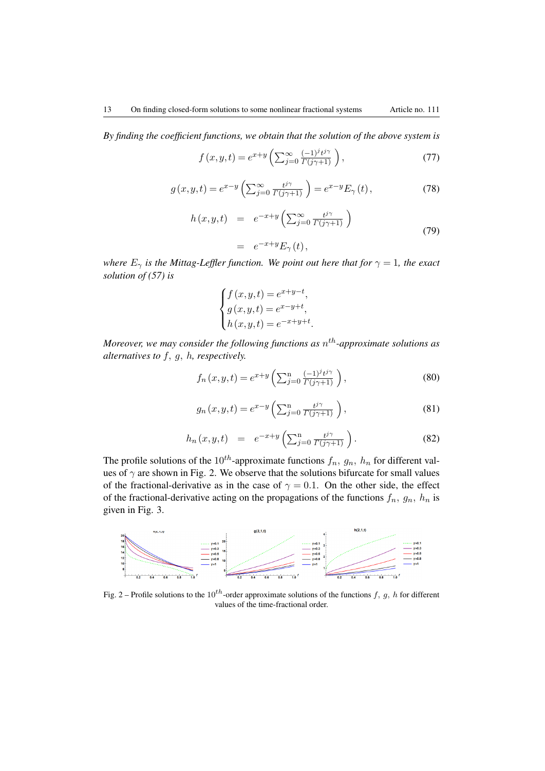*By finding the coefficient functions, we obtain that the solution of the above system is*

$$f(x,y,t) = e^{x+y}\left(\sum_{j=0}^{\infty} \frac{(-1)^j t^{j\gamma}}{\Gamma(j\gamma+1)}\right), \tag{77}$$

$$g(x,y,t) = e^{x-y}\left(\sum_{j=0}^{\infty} \frac{t^{j\gamma}}{\Gamma(j\gamma+1)}\right) = e^{x-y} E_{\gamma}(t), \tag{78}$$

$$\begin{aligned} h(x,y,t) &= e^{-x+y}\left(\sum_{j=0}^{\infty} \frac{t^{j\gamma}}{\Gamma(j\gamma+1)}\right) \\ &= e^{-x+y} E_{\gamma}(t), \end{aligned} \tag{79}$$

*where $E_{\gamma}$ is the Mittag-Leffler function. We point out here that for $\gamma = 1$, the exact solution of (57) is*

$$\begin{cases} f(x,y,t) = e^{x+y-t}, \\ g(x,y,t) = e^{x-y+t}, \\ h(x,y,t) = e^{-x+y+t}. \end{cases}$$

*Moreover, we may consider the following functions as $n^{th}$-approximate solutions as alternatives to $f$, $g$, $h$, respectively.*

$$f_n(x,y,t) = e^{x+y}\left(\sum_{j=0}^{\mathrm{n}} \frac{(-1)^j t^{j\gamma}}{\Gamma(j\gamma+1)}\right), \tag{80}$$

$$g_n(x,y,t) = e^{x-y}\left(\sum_{j=0}^{\mathrm{n}} \frac{t^{j\gamma}}{\Gamma(j\gamma+1)}\right), \tag{81}$$

$$h_n(x,y,t) = e^{-x+y}\left(\sum_{j=0}^{\mathrm{n}} \frac{t^{j\gamma}}{\Gamma(j\gamma+1)}\right). \tag{82}$$

The profile solutions of the $10^{th}$-approximate functions $f_n$, $g_n$, $h_n$ for different values of $\gamma$ are shown in Fig. 2. We observe that the solutions bifurcate for small values of the fractional-derivative as in the case of $\gamma = 0.1$. On the other side, the effect of the fractional-derivative acting on the propagations of the functions $f_n$, $g_n$, $h_n$ is given in Fig. 3.

Fig. 2 – Profile solutions to the $10^{th}$-order approximate solutions of the functions $f$, $g$, $h$ for different values of the time-fractional order.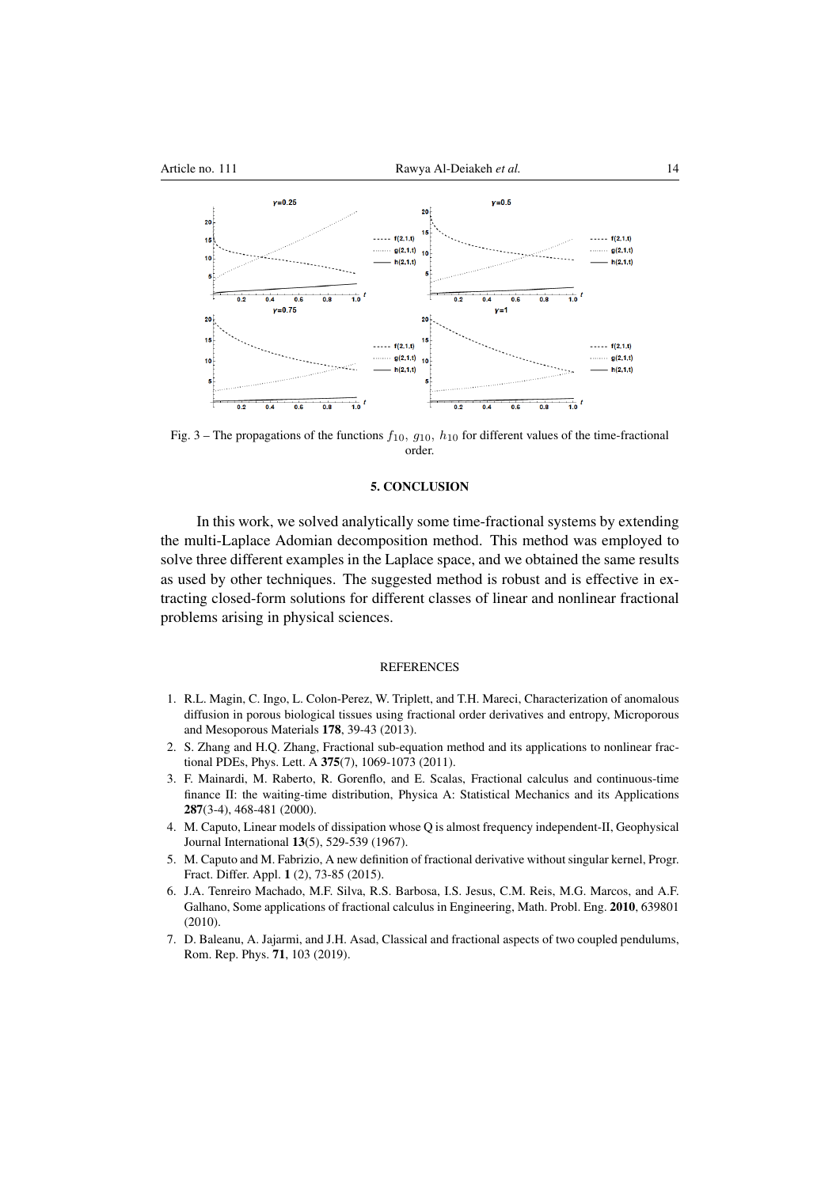Fig. 3 – The propagations of the functions $f_{10}$, $g_{10}$, $h_{10}$ for different values of the time-fractional order.

## 5. CONCLUSION

In this work, we solved analytically some time-fractional systems by extending the multi-Laplace Adomian decomposition method. This method was employed to solve three different examples in the Laplace space, and we obtained the same results as used by other techniques. The suggested method is robust and is effective in extracting closed-form solutions for different classes of linear and nonlinear fractional problems arising in physical sciences.

## REFERENCES

1. R.L. Magin, C. Ingo, L. Colon-Perez, W. Triplett, and T.H. Mareci, Characterization of anomalous diffusion in porous biological tissues using fractional order derivatives and entropy, Microporous and Mesoporous Materials **178**, 39-43 (2013).
2. S. Zhang and H.Q. Zhang, Fractional sub-equation method and its applications to nonlinear fractional PDEs, Phys. Lett. A **375**(7), 1069-1073 (2011).
3. F. Mainardi, M. Raberto, R. Gorenflo, and E. Scalas, Fractional calculus and continuous-time finance II: the waiting-time distribution, Physica A: Statistical Mechanics and its Applications **287**(3-4), 468-481 (2000).
4. M. Caputo, Linear models of dissipation whose Q is almost frequency independent-II, Geophysical Journal International **13**(5), 529-539 (1967).
5. M. Caputo and M. Fabrizio, A new definition of fractional derivative without singular kernel, Progr. Fract. Differ. Appl. **1** (2), 73-85 (2015).
6. J.A. Tenreiro Machado, M.F. Silva, R.S. Barbosa, I.S. Jesus, C.M. Reis, M.G. Marcos, and A.F. Galhano, Some applications of fractional calculus in Engineering, Math. Probl. Eng. **2010**, 639801 (2010).
7. D. Baleanu, A. Jajarmi, and J.H. Asad, Classical and fractional aspects of two coupled pendulums, Rom. Rep. Phys. **71**, 103 (2019).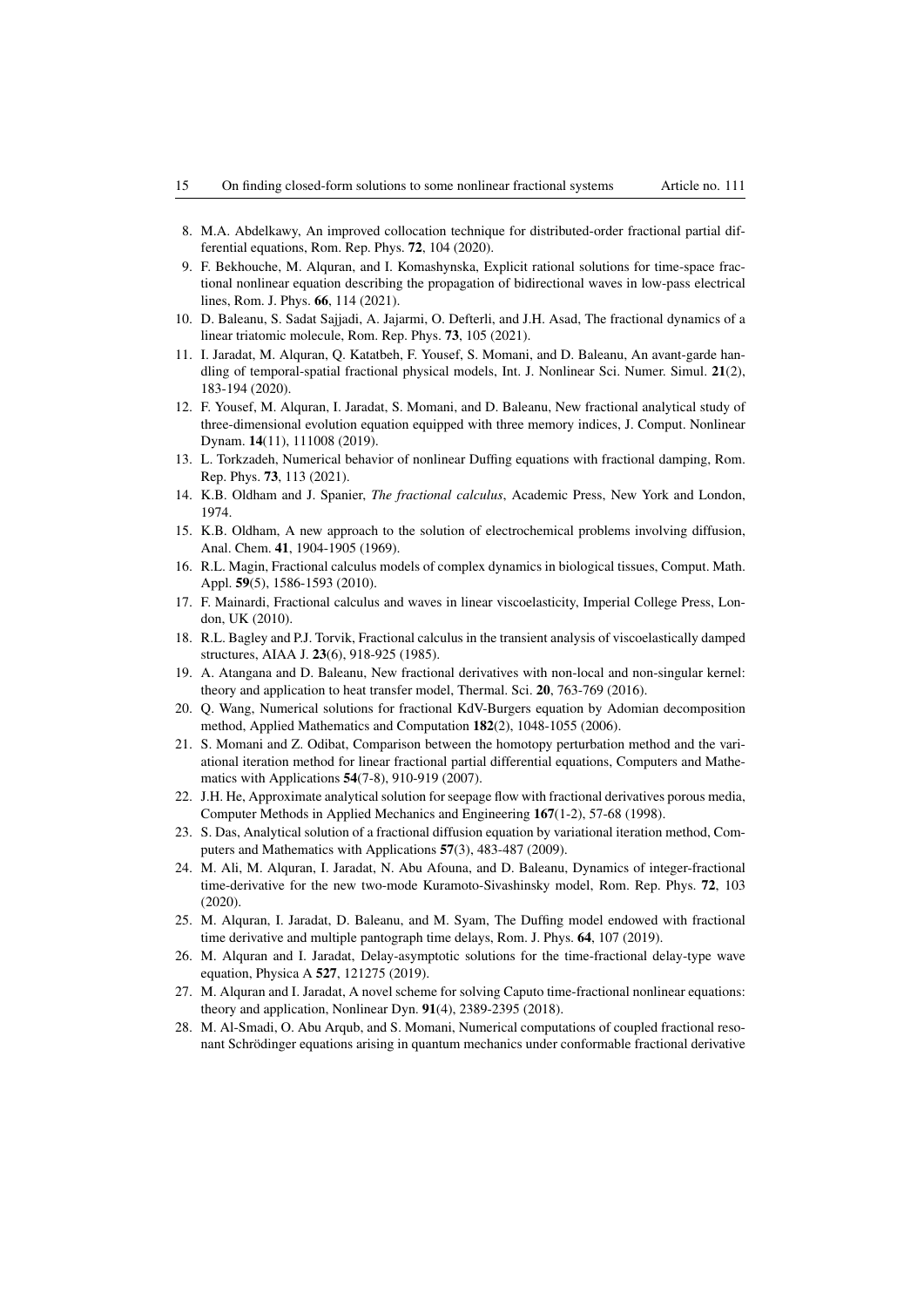8. M.A. Abdelkawy, An improved collocation technique for distributed-order fractional partial differential equations, Rom. Rep. Phys. **72**, 104 (2020).
9. F. Bekhouche, M. Alquran, and I. Komashynska, Explicit rational solutions for time-space fractional nonlinear equation describing the propagation of bidirectional waves in low-pass electrical lines, Rom. J. Phys. **66**, 114 (2021).
10. D. Baleanu, S. Sadat Sajjadi, A. Jajarmi, O. Defterli, and J.H. Asad, The fractional dynamics of a linear triatomic molecule, Rom. Rep. Phys. **73**, 105 (2021).
11. I. Jaradat, M. Alquran, Q. Katatbeh, F. Yousef, S. Momani, and D. Baleanu, An avant-garde handling of temporal-spatial fractional physical models, Int. J. Nonlinear Sci. Numer. Simul. **21**(2), 183-194 (2020).
12. F. Yousef, M. Alquran, I. Jaradat, S. Momani, and D. Baleanu, New fractional analytical study of three-dimensional evolution equation equipped with three memory indices, J. Comput. Nonlinear Dynam. **14**(11), 111008 (2019).
13. L. Torkzadeh, Numerical behavior of nonlinear Duffing equations with fractional damping, Rom. Rep. Phys. **73**, 113 (2021).
14. K.B. Oldham and J. Spanier, *The fractional calculus*, Academic Press, New York and London, 1974.
15. K.B. Oldham, A new approach to the solution of electrochemical problems involving diffusion, Anal. Chem. **41**, 1904-1905 (1969).
16. R.L. Magin, Fractional calculus models of complex dynamics in biological tissues, Comput. Math. Appl. **59**(5), 1586-1593 (2010).
17. F. Mainardi, Fractional calculus and waves in linear viscoelasticity, Imperial College Press, London, UK (2010).
18. R.L. Bagley and P.J. Torvik, Fractional calculus in the transient analysis of viscoelastically damped structures, AIAA J. **23**(6), 918-925 (1985).
19. A. Atangana and D. Baleanu, New fractional derivatives with non-local and non-singular kernel: theory and application to heat transfer model, Thermal. Sci. **20**, 763-769 (2016).
20. Q. Wang, Numerical solutions for fractional KdV-Burgers equation by Adomian decomposition method, Applied Mathematics and Computation **182**(2), 1048-1055 (2006).
21. S. Momani and Z. Odibat, Comparison between the homotopy perturbation method and the variational iteration method for linear fractional partial differential equations, Computers and Mathematics with Applications **54**(7-8), 910-919 (2007).
22. J.H. He, Approximate analytical solution for seepage flow with fractional derivatives porous media, Computer Methods in Applied Mechanics and Engineering **167**(1-2), 57-68 (1998).
23. S. Das, Analytical solution of a fractional diffusion equation by variational iteration method, Computers and Mathematics with Applications **57**(3), 483-487 (2009).
24. M. Ali, M. Alquran, I. Jaradat, N. Abu Afouna, and D. Baleanu, Dynamics of integer-fractional time-derivative for the new two-mode Kuramoto-Sivashinsky model, Rom. Rep. Phys. **72**, 103 (2020).
25. M. Alquran, I. Jaradat, D. Baleanu, and M. Syam, The Duffing model endowed with fractional time derivative and multiple pantograph time delays, Rom. J. Phys. **64**, 107 (2019).
26. M. Alquran and I. Jaradat, Delay-asymptotic solutions for the time-fractional delay-type wave equation, Physica A **527**, 121275 (2019).
27. M. Alquran and I. Jaradat, A novel scheme for solving Caputo time-fractional nonlinear equations: theory and application, Nonlinear Dyn. **91**(4), 2389-2395 (2018).
28. M. Al-Smadi, O. Abu Arqub, and S. Momani, Numerical computations of coupled fractional resonant Schrödinger equations arising in quantum mechanics under conformable fractional derivative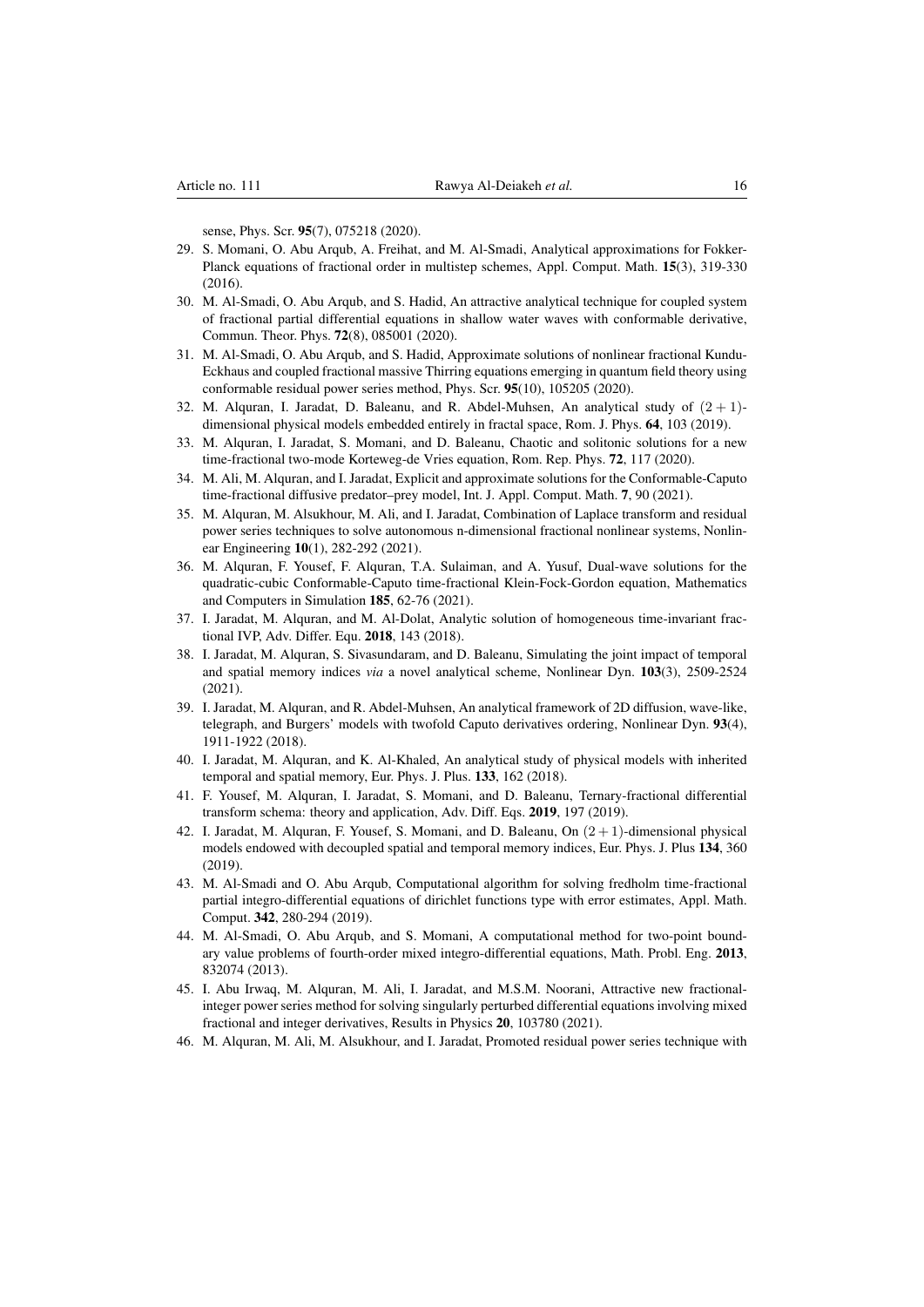sense, Phys. Scr. **95**(7), 075218 (2020).

29. S. Momani, O. Abu Arqub, A. Freihat, and M. Al-Smadi, Analytical approximations for Fokker-Planck equations of fractional order in multistep schemes, Appl. Comput. Math. **15**(3), 319-330 (2016).
30. M. Al-Smadi, O. Abu Arqub, and S. Hadid, An attractive analytical technique for coupled system of fractional partial differential equations in shallow water waves with conformable derivative, Commun. Theor. Phys. **72**(8), 085001 (2020).
31. M. Al-Smadi, O. Abu Arqub, and S. Hadid, Approximate solutions of nonlinear fractional Kundu-Eckhaus and coupled fractional massive Thirring equations emerging in quantum field theory using conformable residual power series method, Phys. Scr. **95**(10), 105205 (2020).
32. M. Alquran, I. Jaradat, D. Baleanu, and R. Abdel-Muhsen, An analytical study of $(2+1)$-dimensional physical models embedded entirely in fractal space, Rom. J. Phys. **64**, 103 (2019).
33. M. Alquran, I. Jaradat, S. Momani, and D. Baleanu, Chaotic and solitonic solutions for a new time-fractional two-mode Korteweg-de Vries equation, Rom. Rep. Phys. **72**, 117 (2020).
34. M. Ali, M. Alquran, and I. Jaradat, Explicit and approximate solutions for the Conformable-Caputo time-fractional diffusive predator–prey model, Int. J. Appl. Comput. Math. **7**, 90 (2021).
35. M. Alquran, M. Alsukhour, M. Ali, and I. Jaradat, Combination of Laplace transform and residual power series techniques to solve autonomous n-dimensional fractional nonlinear systems, Nonlinear Engineering **10**(1), 282-292 (2021).
36. M. Alquran, F. Yousef, F. Alquran, T.A. Sulaiman, and A. Yusuf, Dual-wave solutions for the quadratic-cubic Conformable-Caputo time-fractional Klein-Fock-Gordon equation, Mathematics and Computers in Simulation **185**, 62-76 (2021).
37. I. Jaradat, M. Alquran, and M. Al-Dolat, Analytic solution of homogeneous time-invariant fractional IVP, Adv. Differ. Equ. **2018**, 143 (2018).
38. I. Jaradat, M. Alquran, S. Sivasundaram, and D. Baleanu, Simulating the joint impact of temporal and spatial memory indices *via* a novel analytical scheme, Nonlinear Dyn. **103**(3), 2509-2524 (2021).
39. I. Jaradat, M. Alquran, and R. Abdel-Muhsen, An analytical framework of 2D diffusion, wave-like, telegraph, and Burgers' models with twofold Caputo derivatives ordering, Nonlinear Dyn. **93**(4), 1911-1922 (2018).
40. I. Jaradat, M. Alquran, and K. Al-Khaled, An analytical study of physical models with inherited temporal and spatial memory, Eur. Phys. J. Plus. **133**, 162 (2018).
41. F. Yousef, M. Alquran, I. Jaradat, S. Momani, and D. Baleanu, Ternary-fractional differential transform schema: theory and application, Adv. Diff. Eqs. **2019**, 197 (2019).
42. I. Jaradat, M. Alquran, F. Yousef, S. Momani, and D. Baleanu, On $(2+1)$-dimensional physical models endowed with decoupled spatial and temporal memory indices, Eur. Phys. J. Plus **134**, 360 (2019).
43. M. Al-Smadi and O. Abu Arqub, Computational algorithm for solving fredholm time-fractional partial integro-differential equations of dirichlet functions type with error estimates, Appl. Math. Comput. **342**, 280-294 (2019).
44. M. Al-Smadi, O. Abu Arqub, and S. Momani, A computational method for two-point boundary value problems of fourth-order mixed integro-differential equations, Math. Probl. Eng. **2013**, 832074 (2013).
45. I. Abu Irwaq, M. Alquran, M. Ali, I. Jaradat, and M.S.M. Noorani, Attractive new fractional-integer power series method for solving singularly perturbed differential equations involving mixed fractional and integer derivatives, Results in Physics **20**, 103780 (2021).
46. M. Alquran, M. Ali, M. Alsukhour, and I. Jaradat, Promoted residual power series technique with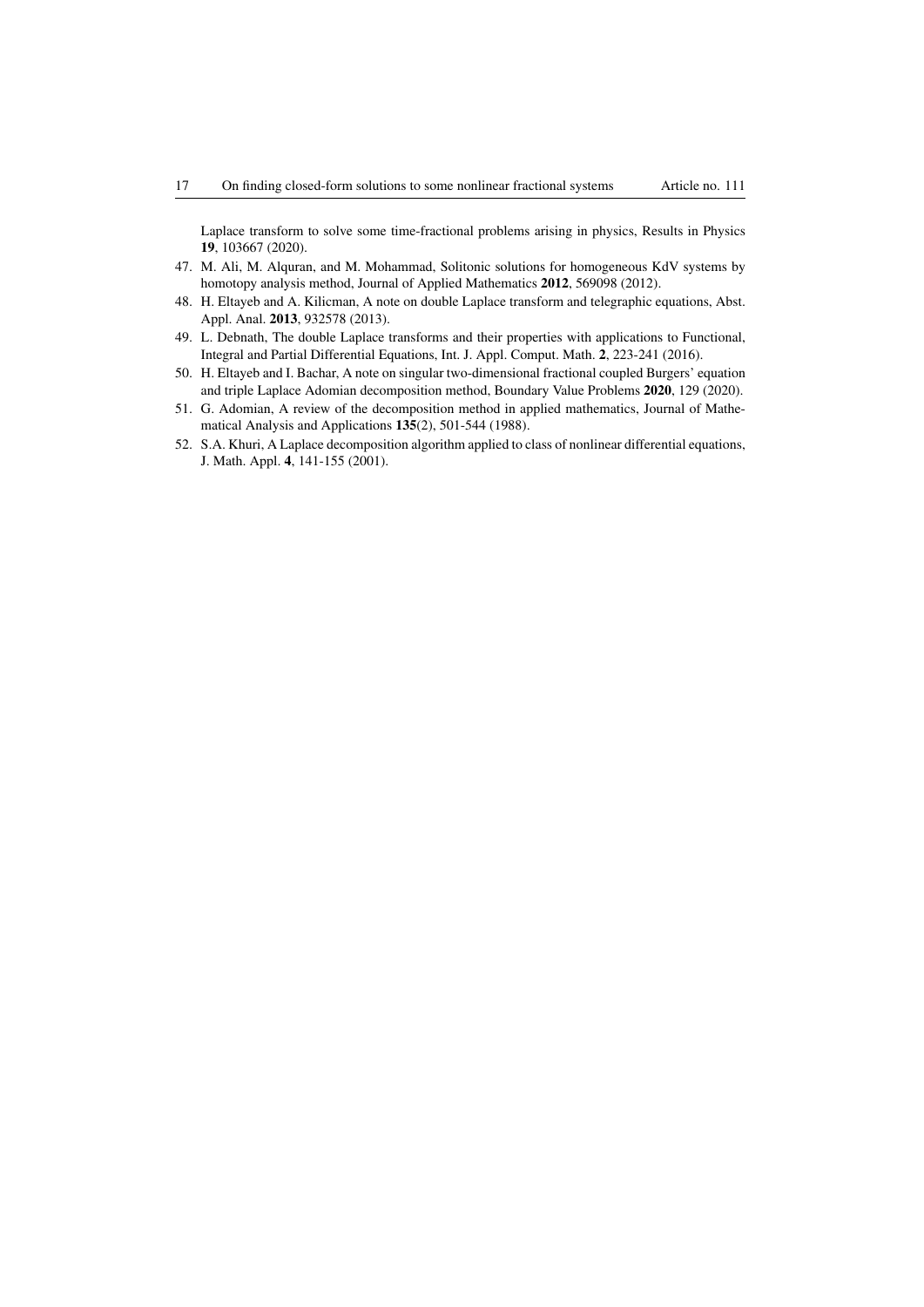Laplace transform to solve some time-fractional problems arising in physics, Results in Physics **19**, 103667 (2020).

47. M. Ali, M. Alquran, and M. Mohammad, Solitonic solutions for homogeneous KdV systems by homotopy analysis method, Journal of Applied Mathematics **2012**, 569098 (2012).
48. H. Eltayeb and A. Kilicman, A note on double Laplace transform and telegraphic equations, Abst. Appl. Anal. **2013**, 932578 (2013).
49. L. Debnath, The double Laplace transforms and their properties with applications to Functional, Integral and Partial Differential Equations, Int. J. Appl. Comput. Math. **2**, 223-241 (2016).
50. H. Eltayeb and I. Bachar, A note on singular two-dimensional fractional coupled Burgers' equation and triple Laplace Adomian decomposition method, Boundary Value Problems **2020**, 129 (2020).
51. G. Adomian, A review of the decomposition method in applied mathematics, Journal of Mathematical Analysis and Applications **135**(2), 501-544 (1988).
52. S.A. Khuri, A Laplace decomposition algorithm applied to class of nonlinear differential equations, J. Math. Appl. **4**, 141-155 (2001).